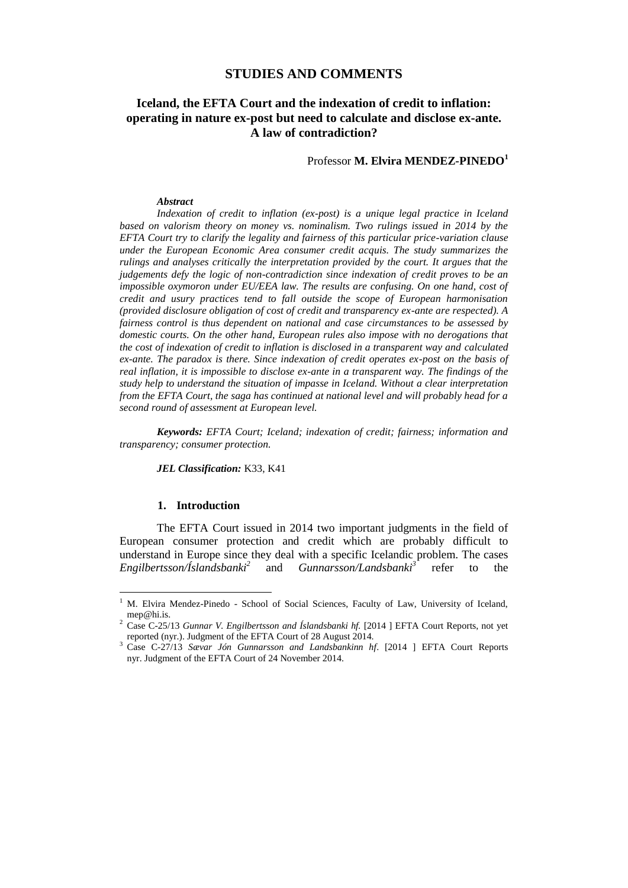# STUDIES AND COMMENTS

## Iceland, the EFTA Court and the indexation of credit to inflation: operating in nature ex-post but need to calculate and disclose ex-ante. A law of contradiction?

Professor **M. Elvira MENDEZ-PINEDO**[1]

***Abstract***

*Indexation of credit to inflation (ex-post) is a unique legal practice in Iceland based on valorism theory on money vs. nominalism. Two rulings issued in 2014 by the EFTA Court try to clarify the legality and fairness of this particular price-variation clause under the European Economic Area consumer credit acquis. The study summarizes the rulings and analyses critically the interpretation provided by the court. It argues that the judgements defy the logic of non-contradiction since indexation of credit proves to be an impossible oxymoron under EU/EEA law. The results are confusing. On one hand, cost of credit and usury practices tend to fall outside the scope of European harmonisation (provided disclosure obligation of cost of credit and transparency ex-ante are respected). A fairness control is thus dependent on national and case circumstances to be assessed by domestic courts. On the other hand, European rules also impose with no derogations that the cost of indexation of credit to inflation is disclosed in a transparent way and calculated ex-ante. The paradox is there. Since indexation of credit operates ex-post on the basis of real inflation, it is impossible to disclose ex-ante in a transparent way. The findings of the study help to understand the situation of impasse in Iceland. Without a clear interpretation from the EFTA Court, the saga has continued at national level and will probably head for a second round of assessment at European level.*

***Keywords:*** *EFTA Court; Iceland; indexation of credit; fairness; information and transparency; consumer protection.*

***JEL Classification:*** K33, K41

### 1. Introduction

The EFTA Court issued in 2014 two important judgments in the field of European consumer protection and credit which are probably difficult to understand in Europe since they deal with a specific Icelandic problem. The cases *Engilbertsson/Íslandsbanki*[2] and *Gunnarsson/Landsbanki*[3] refer to the

---

[1] M. Elvira Mendez-Pinedo - School of Social Sciences, Faculty of Law, University of Iceland, mep@hi.is.

[2] Case C-25/13 *Gunnar V. Engilbertsson and Íslandsbanki hf.* [2014 ] EFTA Court Reports, not yet reported (nyr.). Judgment of the EFTA Court of 28 August 2014.

[3] Case C-27/13 *Sævar Jón Gunnarsson and Landsbankinn hf*. [2014 ] EFTA Court Reports nyr. Judgment of the EFTA Court of 24 November 2014.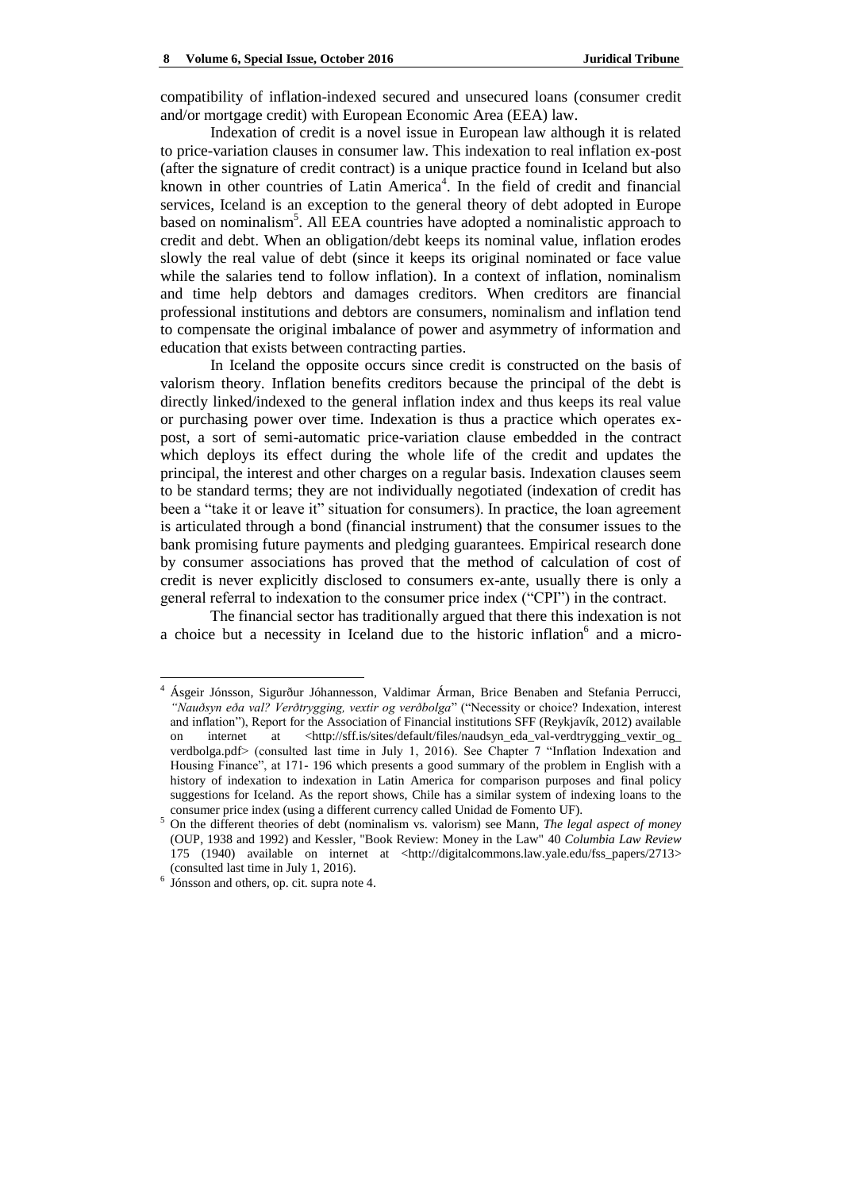compatibility of inflation-indexed secured and unsecured loans (consumer credit and/or mortgage credit) with European Economic Area (EEA) law.

Indexation of credit is a novel issue in European law although it is related to price-variation clauses in consumer law. This indexation to real inflation ex-post (after the signature of credit contract) is a unique practice found in Iceland but also known in other countries of Latin America[4]. In the field of credit and financial services, Iceland is an exception to the general theory of debt adopted in Europe based on nominalism[5]. All EEA countries have adopted a nominalistic approach to credit and debt. When an obligation/debt keeps its nominal value, inflation erodes slowly the real value of debt (since it keeps its original nominated or face value while the salaries tend to follow inflation). In a context of inflation, nominalism and time help debtors and damages creditors. When creditors are financial professional institutions and debtors are consumers, nominalism and inflation tend to compensate the original imbalance of power and asymmetry of information and education that exists between contracting parties.

In Iceland the opposite occurs since credit is constructed on the basis of valorism theory. Inflation benefits creditors because the principal of the debt is directly linked/indexed to the general inflation index and thus keeps its real value or purchasing power over time. Indexation is thus a practice which operates ex-post, a sort of semi-automatic price-variation clause embedded in the contract which deploys its effect during the whole life of the credit and updates the principal, the interest and other charges on a regular basis. Indexation clauses seem to be standard terms; they are not individually negotiated (indexation of credit has been a "take it or leave it" situation for consumers). In practice, the loan agreement is articulated through a bond (financial instrument) that the consumer issues to the bank promising future payments and pledging guarantees. Empirical research done by consumer associations has proved that the method of calculation of cost of credit is never explicitly disclosed to consumers ex-ante, usually there is only a general referral to indexation to the consumer price index ("CPI") in the contract.

The financial sector has traditionally argued that there this indexation is not a choice but a necessity in Iceland due to the historic inflation[6] and a micro-

---

[4] Ásgeir Jónsson, Sigurður Jóhannesson, Valdimar Árman, Brice Benaben and Stefania Perrucci, *"Nauðsyn eða val? Verðtrygging, vextir og verðbolga"* ("Necessity or choice? Indexation, interest and inflation"), Report for the Association of Financial institutions SFF (Reykjavík, 2012) available on internet at <http://sff.is/sites/default/files/naudsyn_eda_val-verdtrygging_vextir_og_verdbolga.pdf> (consulted last time in July 1, 2016). See Chapter 7 "Inflation Indexation and Housing Finance", at 171- 196 which presents a good summary of the problem in English with a history of indexation to indexation in Latin America for comparison purposes and final policy suggestions for Iceland. As the report shows, Chile has a similar system of indexing loans to the consumer price index (using a different currency called Unidad de Fomento UF).

[5] On the different theories of debt (nominalism vs. valorism) see Mann, *The legal aspect of money* (OUP, 1938 and 1992) and Kessler, "Book Review: Money in the Law" 40 *Columbia Law Review* 175 (1940) available on internet at <http://digitalcommons.law.yale.edu/fss_papers/2713> (consulted last time in July 1, 2016).

[6] Jónsson and others, op. cit. supra note 4.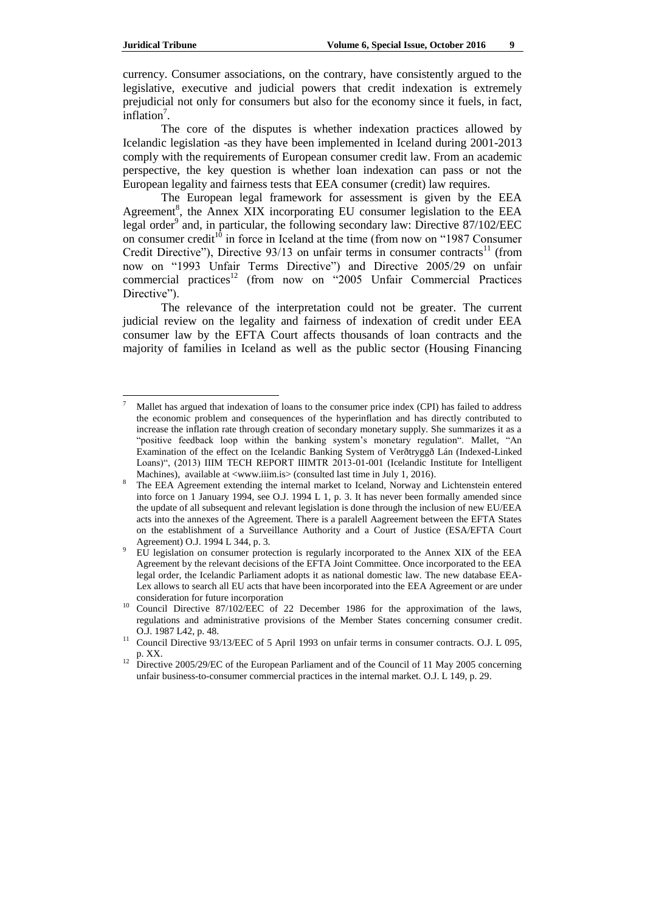currency. Consumer associations, on the contrary, have consistently argued to the legislative, executive and judicial powers that credit indexation is extremely prejudicial not only for consumers but also for the economy since it fuels, in fact, inflation[7].

The core of the disputes is whether indexation practices allowed by Icelandic legislation -as they have been implemented in Iceland during 2001-2013 comply with the requirements of European consumer credit law. From an academic perspective, the key question is whether loan indexation can pass or not the European legality and fairness tests that EEA consumer (credit) law requires.

The European legal framework for assessment is given by the EEA Agreement[8], the Annex XIX incorporating EU consumer legislation to the EEA legal order[9] and, in particular, the following secondary law: Directive 87/102/EEC on consumer credit[10] in force in Iceland at the time (from now on "1987 Consumer Credit Directive"), Directive 93/13 on unfair terms in consumer contracts[11] (from now on "1993 Unfair Terms Directive") and Directive 2005/29 on unfair commercial practices[12] (from now on "2005 Unfair Commercial Practices Directive").

The relevance of the interpretation could not be greater. The current judicial review on the legality and fairness of indexation of credit under EEA consumer law by the EFTA Court affects thousands of loan contracts and the majority of families in Iceland as well as the public sector (Housing Financing

---

[7] Mallet has argued that indexation of loans to the consumer price index (CPI) has failed to address the economic problem and consequences of the hyperinflation and has directly contributed to increase the inflation rate through creation of secondary monetary supply. She summarizes it as a "positive feedback loop within the banking system's monetary regulation". Mallet, "An Examination of the effect on the Icelandic Banking System of Verðtryggð Lán (Indexed-Linked Loans)", (2013) IIIM TECH REPORT IIIMTR 2013-01-001 (Icelandic Institute for Intelligent Machines), available at <www.iiim.is> (consulted last time in July 1, 2016).

[8] The EEA Agreement extending the internal market to Iceland, Norway and Lichtenstein entered into force on 1 January 1994, see O.J. 1994 L 1, p. 3. It has never been formally amended since the update of all subsequent and relevant legislation is done through the inclusion of new EU/EEA acts into the annexes of the Agreement. There is a paralell Aagreement between the EFTA States on the establishment of a Surveillance Authority and a Court of Justice (ESA/EFTA Court Agreement) O.J. 1994 L 344, p. 3.

[9] EU legislation on consumer protection is regularly incorporated to the Annex XIX of the EEA Agreement by the relevant decisions of the EFTA Joint Committee. Once incorporated to the EEA legal order, the Icelandic Parliament adopts it as national domestic law. The new database EEA-Lex allows to search all EU acts that have been incorporated into the EEA Agreement or are under consideration for future incorporation

[10] Council Directive 87/102/EEC of 22 December 1986 for the approximation of the laws, regulations and administrative provisions of the Member States concerning consumer credit. O.J. 1987 L42, p. 48.

[11] Council Directive 93/13/EEC of 5 April 1993 on unfair terms in consumer contracts. O.J. L 095, p. XX.

[12] Directive 2005/29/EC of the European Parliament and of the Council of 11 May 2005 concerning unfair business-to-consumer commercial practices in the internal market. O.J. L 149, p. 29.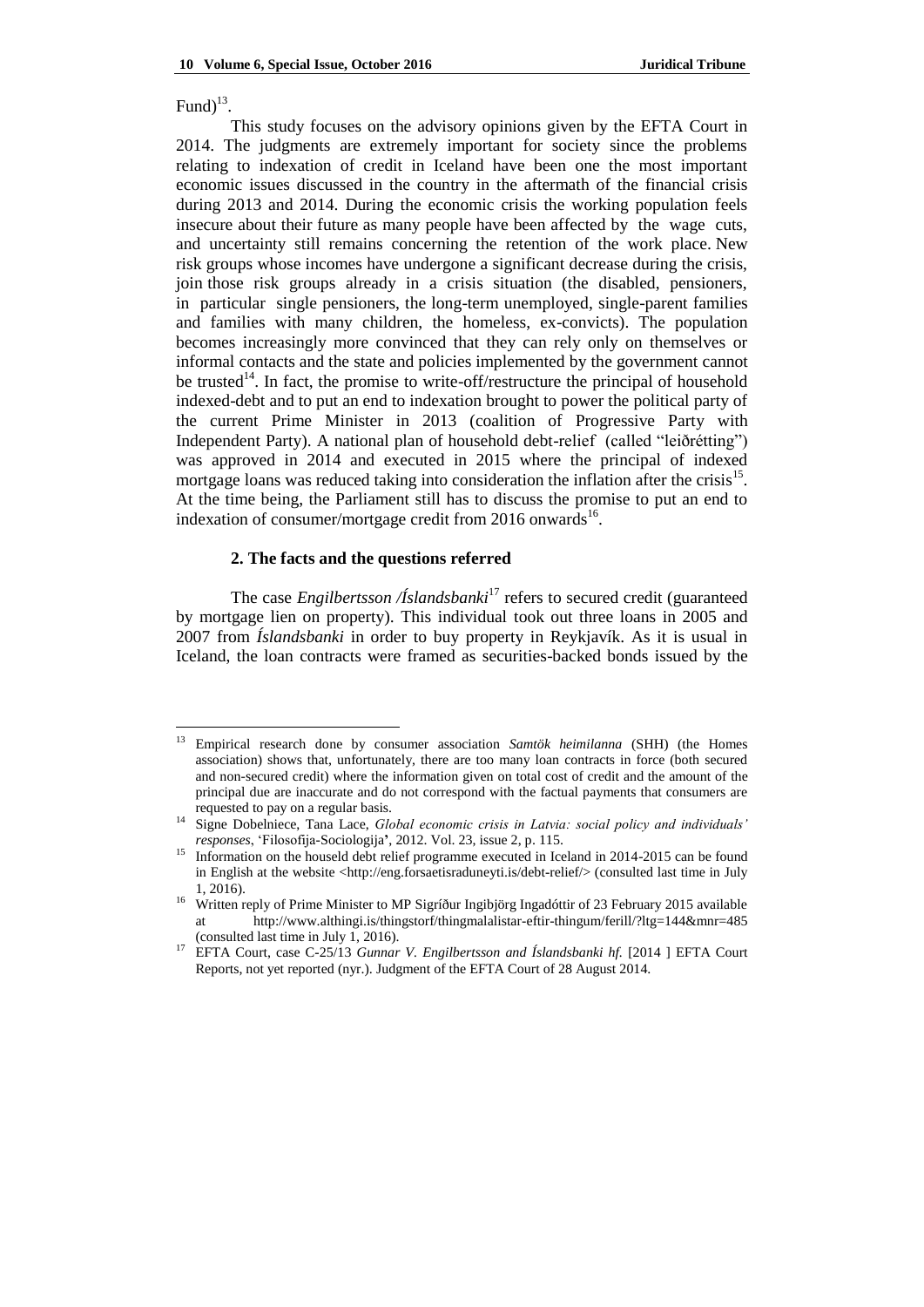Fund)[13].

This study focuses on the advisory opinions given by the EFTA Court in 2014. The judgments are extremely important for society since the problems relating to indexation of credit in Iceland have been one the most important economic issues discussed in the country in the aftermath of the financial crisis during 2013 and 2014. During the economic crisis the working population feels insecure about their future as many people have been affected by the wage cuts, and uncertainty still remains concerning the retention of the work place. New risk groups whose incomes have undergone a significant decrease during the crisis, join those risk groups already in a crisis situation (the disabled, pensioners, in particular single pensioners, the long-term unemployed, single-parent families and families with many children, the homeless, ex-convicts). The population becomes increasingly more convinced that they can rely only on themselves or informal contacts and the state and policies implemented by the government cannot be trusted[14]. In fact, the promise to write-off/restructure the principal of household indexed-debt and to put an end to indexation brought to power the political party of the current Prime Minister in 2013 (coalition of Progressive Party with Independent Party). A national plan of household debt-relief (called "leiðrétting") was approved in 2014 and executed in 2015 where the principal of indexed mortgage loans was reduced taking into consideration the inflation after the crisis[15]. At the time being, the Parliament still has to discuss the promise to put an end to indexation of consumer/mortgage credit from 2016 onwards[16].

## 2. The facts and the questions referred

The case *Engilbertsson /Íslandsbanki*[17] refers to secured credit (guaranteed by mortgage lien on property). This individual took out three loans in 2005 and 2007 from *Íslandsbanki* in order to buy property in Reykjavík. As it is usual in Iceland, the loan contracts were framed as securities-backed bonds issued by the

---

[13] Empirical research done by consumer association *Samtök heimilanna* (SHH) (the Homes association) shows that, unfortunately, there are too many loan contracts in force (both secured and non-secured credit) where the information given on total cost of credit and the amount of the principal due are inaccurate and do not correspond with the factual payments that consumers are requested to pay on a regular basis.

[14] Signe Dobelniece, Tana Lace, *Global economic crisis in Latvia: social policy and individuals' responses*, 'Filosofija-Sociologija', 2012. Vol. 23, issue 2, p. 115.

[15] Information on the houseld debt relief programme executed in Iceland in 2014-2015 can be found in English at the website <http://eng.forsaetisraduneyti.is/debt-relief/> (consulted last time in July 1, 2016).

[16] Written reply of Prime Minister to MP Sigríður Ingibjörg Ingadóttir of 23 February 2015 available at http://www.althingi.is/thingstorf/thingmalalistar-eftir-thingum/ferill/?ltg=144&mnr=485 (consulted last time in July 1, 2016).

[17] EFTA Court, case C-25/13 *Gunnar V. Engilbertsson and Íslandsbanki hf.* [2014 ] EFTA Court Reports, not yet reported (nyr.). Judgment of the EFTA Court of 28 August 2014.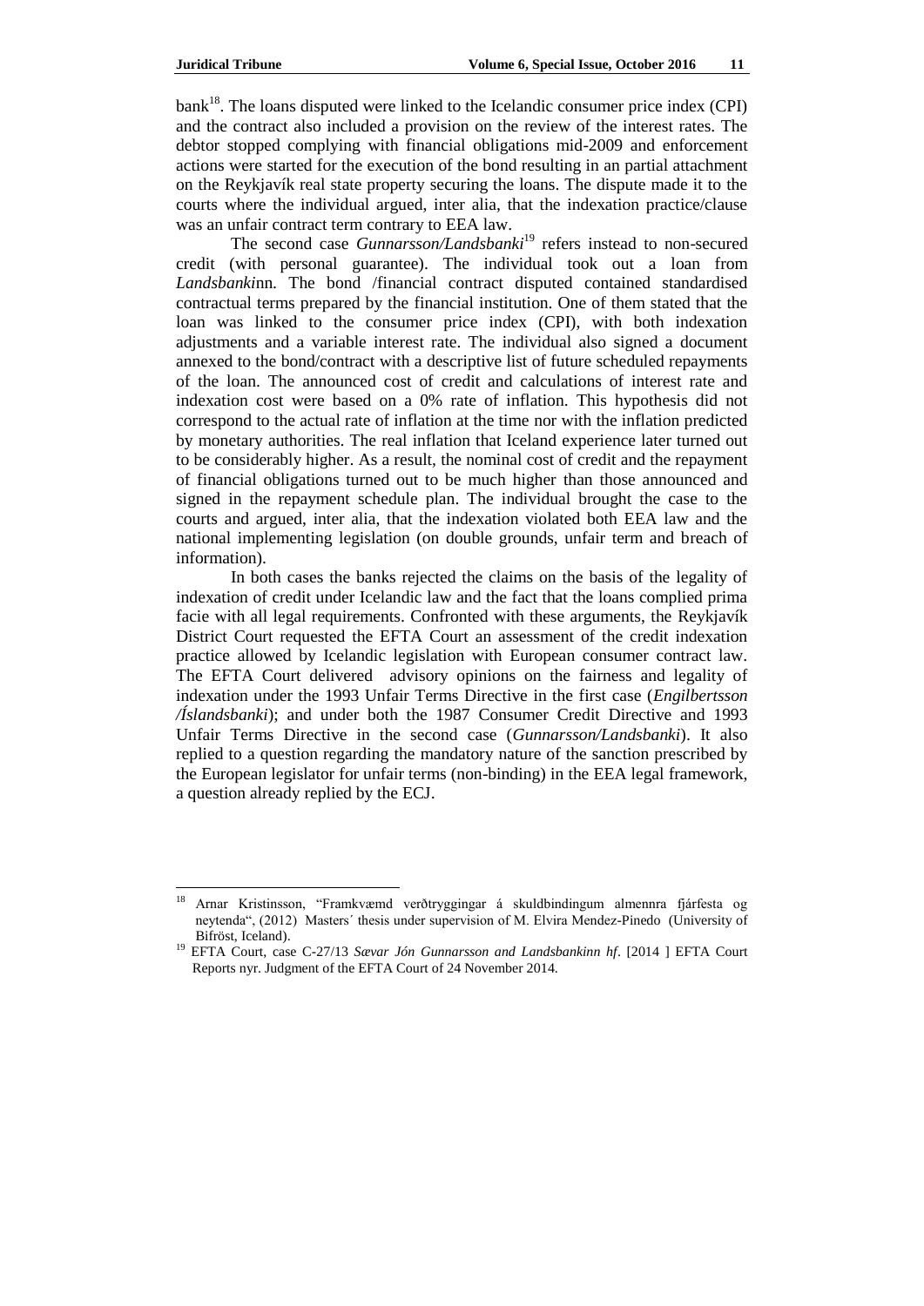bank[18]. The loans disputed were linked to the Icelandic consumer price index (CPI) and the contract also included a provision on the review of the interest rates. The debtor stopped complying with financial obligations mid-2009 and enforcement actions were started for the execution of the bond resulting in an partial attachment on the Reykjavík real state property securing the loans. The dispute made it to the courts where the individual argued, inter alia, that the indexation practice/clause was an unfair contract term contrary to EEA law.

The second case *Gunnarsson/Landsbanki*[19] refers instead to non-secured credit (with personal guarantee). The individual took out a loan from *Landsbanki*nn. The bond /financial contract disputed contained standardised contractual terms prepared by the financial institution. One of them stated that the loan was linked to the consumer price index (CPI), with both indexation adjustments and a variable interest rate. The individual also signed a document annexed to the bond/contract with a descriptive list of future scheduled repayments of the loan. The announced cost of credit and calculations of interest rate and indexation cost were based on a 0% rate of inflation. This hypothesis did not correspond to the actual rate of inflation at the time nor with the inflation predicted by monetary authorities. The real inflation that Iceland experience later turned out to be considerably higher. As a result, the nominal cost of credit and the repayment of financial obligations turned out to be much higher than those announced and signed in the repayment schedule plan. The individual brought the case to the courts and argued, inter alia, that the indexation violated both EEA law and the national implementing legislation (on double grounds, unfair term and breach of information).

In both cases the banks rejected the claims on the basis of the legality of indexation of credit under Icelandic law and the fact that the loans complied prima facie with all legal requirements. Confronted with these arguments, the Reykjavík District Court requested the EFTA Court an assessment of the credit indexation practice allowed by Icelandic legislation with European consumer contract law. The EFTA Court delivered advisory opinions on the fairness and legality of indexation under the 1993 Unfair Terms Directive in the first case (*Engilbertsson /Íslandsbanki*); and under both the 1987 Consumer Credit Directive and 1993 Unfair Terms Directive in the second case (*Gunnarsson/Landsbanki*). It also replied to a question regarding the mandatory nature of the sanction prescribed by the European legislator for unfair terms (non-binding) in the EEA legal framework, a question already replied by the ECJ.

---

[18] Arnar Kristinsson, "Framkvæmd verðtryggingar á skuldbindingum almennra fjárfesta og neytenda", (2012) Masters´ thesis under supervision of M. Elvira Mendez-Pinedo (University of Bifröst, Iceland).

[19] EFTA Court, case C-27/13 *Sævar Jón Gunnarsson and Landsbankinn hf*. [2014 ] EFTA Court Reports nyr. Judgment of the EFTA Court of 24 November 2014.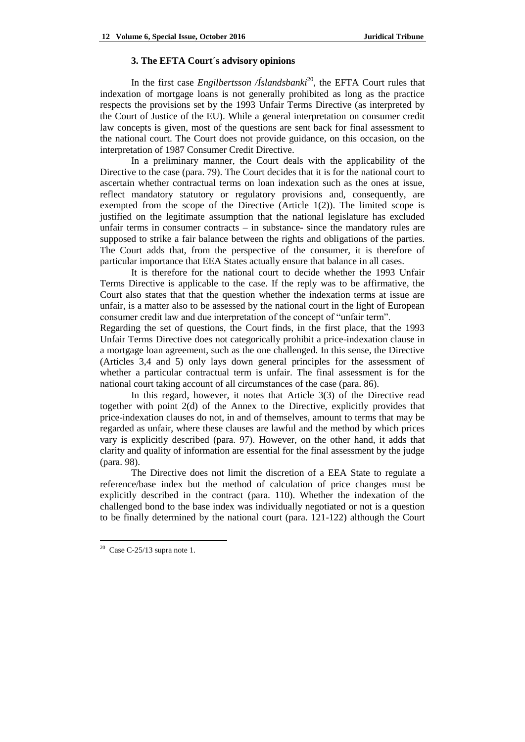### 3. The EFTA Court´s advisory opinions

In the first case *Engilbertsson /Íslandsbanki*[20], the EFTA Court rules that indexation of mortgage loans is not generally prohibited as long as the practice respects the provisions set by the 1993 Unfair Terms Directive (as interpreted by the Court of Justice of the EU). While a general interpretation on consumer credit law concepts is given, most of the questions are sent back for final assessment to the national court. The Court does not provide guidance, on this occasion, on the interpretation of 1987 Consumer Credit Directive.

In a preliminary manner, the Court deals with the applicability of the Directive to the case (para. 79). The Court decides that it is for the national court to ascertain whether contractual terms on loan indexation such as the ones at issue, reflect mandatory statutory or regulatory provisions and, consequently, are exempted from the scope of the Directive (Article 1(2)). The limited scope is justified on the legitimate assumption that the national legislature has excluded unfair terms in consumer contracts – in substance- since the mandatory rules are supposed to strike a fair balance between the rights and obligations of the parties. The Court adds that, from the perspective of the consumer, it is therefore of particular importance that EEA States actually ensure that balance in all cases.

It is therefore for the national court to decide whether the 1993 Unfair Terms Directive is applicable to the case. If the reply was to be affirmative, the Court also states that the question whether the indexation terms at issue are unfair, is a matter also to be assessed by the national court in the light of European consumer credit law and due interpretation of the concept of "unfair term".

Regarding the set of questions, the Court finds, in the first place, that the 1993 Unfair Terms Directive does not categorically prohibit a price-indexation clause in a mortgage loan agreement, such as the one challenged. In this sense, the Directive (Articles 3,4 and 5) only lays down general principles for the assessment of whether a particular contractual term is unfair. The final assessment is for the national court taking account of all circumstances of the case (para. 86).

In this regard, however, it notes that Article 3(3) of the Directive read together with point 2(d) of the Annex to the Directive, explicitly provides that price-indexation clauses do not, in and of themselves, amount to terms that may be regarded as unfair, where these clauses are lawful and the method by which prices vary is explicitly described (para. 97). However, on the other hand, it adds that clarity and quality of information are essential for the final assessment by the judge (para. 98).

The Directive does not limit the discretion of a EEA State to regulate a reference/base index but the method of calculation of price changes must be explicitly described in the contract (para. 110). Whether the indexation of the challenged bond to the base index was individually negotiated or not is a question to be finally determined by the national court (para. 121-122) although the Court

[20] Case C-25/13 supra note 1.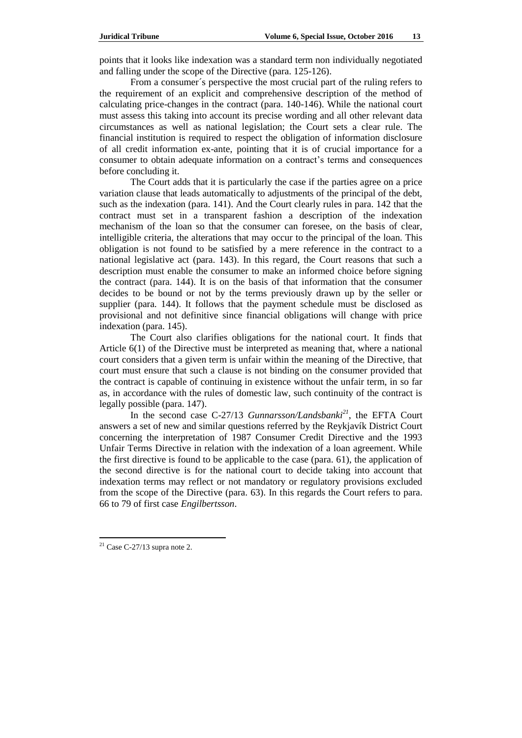points that it looks like indexation was a standard term non individually negotiated and falling under the scope of the Directive (para. 125-126).

From a consumer´s perspective the most crucial part of the ruling refers to the requirement of an explicit and comprehensive description of the method of calculating price-changes in the contract (para. 140-146). While the national court must assess this taking into account its precise wording and all other relevant data circumstances as well as national legislation; the Court sets a clear rule. The financial institution is required to respect the obligation of information disclosure of all credit information ex-ante, pointing that it is of crucial importance for a consumer to obtain adequate information on a contract's terms and consequences before concluding it.

The Court adds that it is particularly the case if the parties agree on a price variation clause that leads automatically to adjustments of the principal of the debt, such as the indexation (para. 141). And the Court clearly rules in para. 142 that the contract must set in a transparent fashion a description of the indexation mechanism of the loan so that the consumer can foresee, on the basis of clear, intelligible criteria, the alterations that may occur to the principal of the loan. This obligation is not found to be satisfied by a mere reference in the contract to a national legislative act (para. 143). In this regard, the Court reasons that such a description must enable the consumer to make an informed choice before signing the contract (para. 144). It is on the basis of that information that the consumer decides to be bound or not by the terms previously drawn up by the seller or supplier (para. 144). It follows that the payment schedule must be disclosed as provisional and not definitive since financial obligations will change with price indexation (para. 145).

The Court also clarifies obligations for the national court. It finds that Article 6(1) of the Directive must be interpreted as meaning that, where a national court considers that a given term is unfair within the meaning of the Directive, that court must ensure that such a clause is not binding on the consumer provided that the contract is capable of continuing in existence without the unfair term, in so far as, in accordance with the rules of domestic law, such continuity of the contract is legally possible (para. 147).

In the second case C-27/13 *Gunnarsson/Landsbanki*[21], the EFTA Court answers a set of new and similar questions referred by the Reykjavík District Court concerning the interpretation of 1987 Consumer Credit Directive and the 1993 Unfair Terms Directive in relation with the indexation of a loan agreement. While the first directive is found to be applicable to the case (para. 61), the application of the second directive is for the national court to decide taking into account that indexation terms may reflect or not mandatory or regulatory provisions excluded from the scope of the Directive (para. 63). In this regards the Court refers to para. 66 to 79 of first case *Engilbertsson*.

[21] Case C-27/13 supra note 2.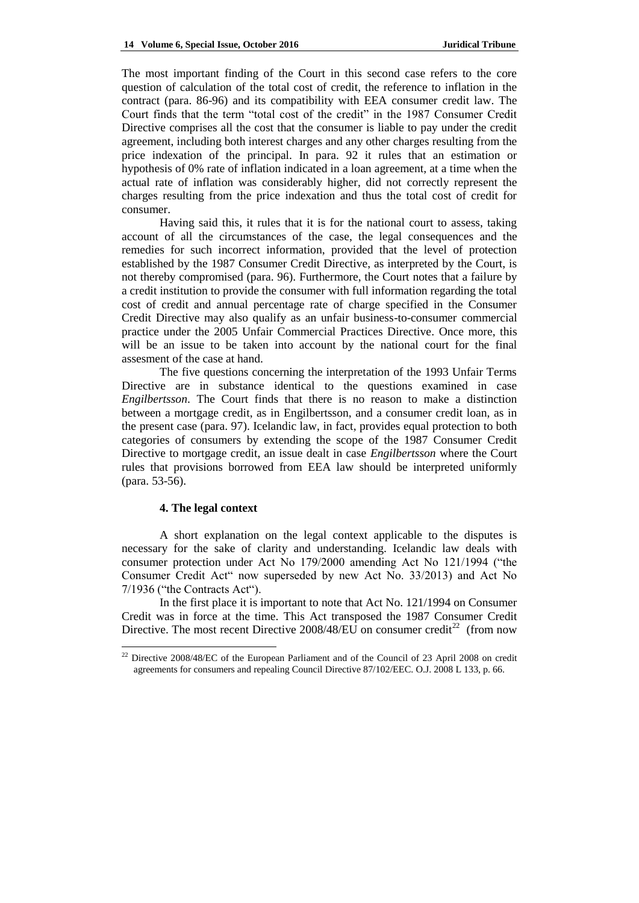The most important finding of the Court in this second case refers to the core question of calculation of the total cost of credit, the reference to inflation in the contract (para. 86-96) and its compatibility with EEA consumer credit law. The Court finds that the term "total cost of the credit" in the 1987 Consumer Credit Directive comprises all the cost that the consumer is liable to pay under the credit agreement, including both interest charges and any other charges resulting from the price indexation of the principal. In para. 92 it rules that an estimation or hypothesis of 0% rate of inflation indicated in a loan agreement, at a time when the actual rate of inflation was considerably higher, did not correctly represent the charges resulting from the price indexation and thus the total cost of credit for consumer.

Having said this, it rules that it is for the national court to assess, taking account of all the circumstances of the case, the legal consequences and the remedies for such incorrect information, provided that the level of protection established by the 1987 Consumer Credit Directive, as interpreted by the Court, is not thereby compromised (para. 96). Furthermore, the Court notes that a failure by a credit institution to provide the consumer with full information regarding the total cost of credit and annual percentage rate of charge specified in the Consumer Credit Directive may also qualify as an unfair business-to-consumer commercial practice under the 2005 Unfair Commercial Practices Directive. Once more, this will be an issue to be taken into account by the national court for the final assesment of the case at hand.

The five questions concerning the interpretation of the 1993 Unfair Terms Directive are in substance identical to the questions examined in case *Engilbertsson*. The Court finds that there is no reason to make a distinction between a mortgage credit, as in Engilbertsson, and a consumer credit loan, as in the present case (para. 97). Icelandic law, in fact, provides equal protection to both categories of consumers by extending the scope of the 1987 Consumer Credit Directive to mortgage credit, an issue dealt in case *Engilbertsson* where the Court rules that provisions borrowed from EEA law should be interpreted uniformly (para. 53-56).

### 4. The legal context

A short explanation on the legal context applicable to the disputes is necessary for the sake of clarity and understanding. Icelandic law deals with consumer protection under Act No 179/2000 amending Act No 121/1994 ("the Consumer Credit Act" now superseded by new Act No. 33/2013) and Act No 7/1936 ("the Contracts Act").

In the first place it is important to note that Act No. 121/1994 on Consumer Credit was in force at the time. This Act transposed the 1987 Consumer Credit Directive. The most recent Directive 2008/48/EU on consumer credit[22] (from now

---

[22] Directive 2008/48/EC of the European Parliament and of the Council of 23 April 2008 on credit agreements for consumers and repealing Council Directive 87/102/EEC. O.J. 2008 L 133, p. 66.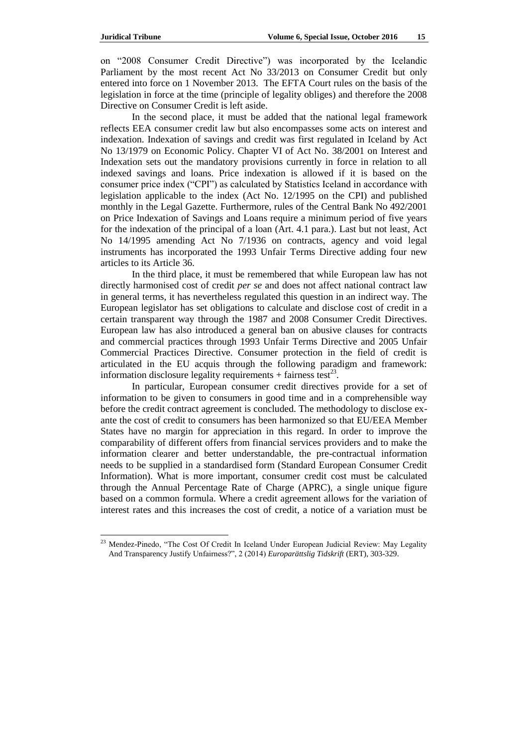on "2008 Consumer Credit Directive") was incorporated by the Icelandic Parliament by the most recent Act No 33/2013 on Consumer Credit but only entered into force on 1 November 2013. The EFTA Court rules on the basis of the legislation in force at the time (principle of legality obliges) and therefore the 2008 Directive on Consumer Credit is left aside.

In the second place, it must be added that the national legal framework reflects EEA consumer credit law but also encompasses some acts on interest and indexation. Indexation of savings and credit was first regulated in Iceland by Act No 13/1979 on Economic Policy. Chapter VI of Act No. 38/2001 on Interest and Indexation sets out the mandatory provisions currently in force in relation to all indexed savings and loans. Price indexation is allowed if it is based on the consumer price index ("CPI") as calculated by Statistics Iceland in accordance with legislation applicable to the index (Act No. 12/1995 on the CPI) and published monthly in the Legal Gazette. Furthermore, rules of the Central Bank No 492/2001 on Price Indexation of Savings and Loans require a minimum period of five years for the indexation of the principal of a loan (Art. 4.1 para.). Last but not least, Act No 14/1995 amending Act No 7/1936 on contracts, agency and void legal instruments has incorporated the 1993 Unfair Terms Directive adding four new articles to its Article 36.

In the third place, it must be remembered that while European law has not directly harmonised cost of credit *per se* and does not affect national contract law in general terms, it has nevertheless regulated this question in an indirect way. The European legislator has set obligations to calculate and disclose cost of credit in a certain transparent way through the 1987 and 2008 Consumer Credit Directives. European law has also introduced a general ban on abusive clauses for contracts and commercial practices through 1993 Unfair Terms Directive and 2005 Unfair Commercial Practices Directive. Consumer protection in the field of credit is articulated in the EU acquis through the following paradigm and framework: information disclosure legality requirements + fairness test[23].

In particular, European consumer credit directives provide for a set of information to be given to consumers in good time and in a comprehensible way before the credit contract agreement is concluded. The methodology to disclose ex-ante the cost of credit to consumers has been harmonized so that EU/EEA Member States have no margin for appreciation in this regard. In order to improve the comparability of different offers from financial services providers and to make the information clearer and better understandable, the pre-contractual information needs to be supplied in a standardised form (Standard European Consumer Credit Information). What is more important, consumer credit cost must be calculated through the Annual Percentage Rate of Charge (APRC), a single unique figure based on a common formula. Where a credit agreement allows for the variation of interest rates and this increases the cost of credit, a notice of a variation must be

[23] Mendez-Pinedo, "The Cost Of Credit In Iceland Under European Judicial Review: May Legality And Transparency Justify Unfairness?", 2 (2014) *Europarättslig Tidskrift* (ERT), 303-329.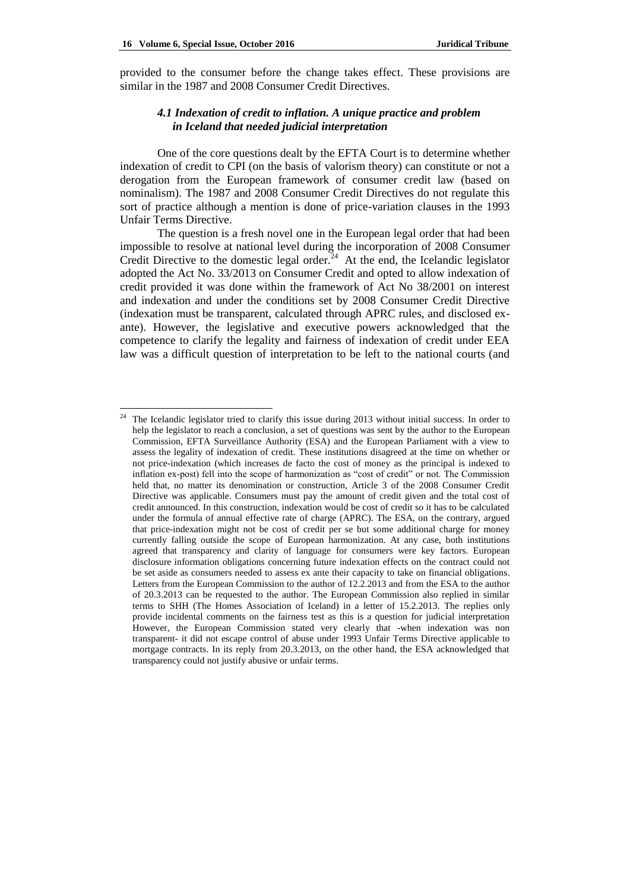provided to the consumer before the change takes effect. These provisions are similar in the 1987 and 2008 Consumer Credit Directives.

### *4.1 Indexation of credit to inflation. A unique practice and problem in Iceland that needed judicial interpretation*

One of the core questions dealt by the EFTA Court is to determine whether indexation of credit to CPI (on the basis of valorism theory) can constitute or not a derogation from the European framework of consumer credit law (based on nominalism). The 1987 and 2008 Consumer Credit Directives do not regulate this sort of practice although a mention is done of price-variation clauses in the 1993 Unfair Terms Directive.

The question is a fresh novel one in the European legal order that had been impossible to resolve at national level during the incorporation of 2008 Consumer Credit Directive to the domestic legal order.[24] At the end, the Icelandic legislator adopted the Act No. 33/2013 on Consumer Credit and opted to allow indexation of credit provided it was done within the framework of Act No 38/2001 on interest and indexation and under the conditions set by 2008 Consumer Credit Directive (indexation must be transparent, calculated through APRC rules, and disclosed ex-ante). However, the legislative and executive powers acknowledged that the competence to clarify the legality and fairness of indexation of credit under EEA law was a difficult question of interpretation to be left to the national courts (and

---

[24] The Icelandic legislator tried to clarify this issue during 2013 without initial success. In order to help the legislator to reach a conclusion, a set of questions was sent by the author to the European Commission, EFTA Surveillance Authority (ESA) and the European Parliament with a view to assess the legality of indexation of credit. These institutions disagreed at the time on whether or not price-indexation (which increases de facto the cost of money as the principal is indexed to inflation ex-post) fell into the scope of harmonization as "cost of credit" or not. The Commission held that, no matter its denomination or construction, Article 3 of the 2008 Consumer Credit Directive was applicable. Consumers must pay the amount of credit given and the total cost of credit announced. In this construction, indexation would be cost of credit so it has to be calculated under the formula of annual effective rate of charge (APRC). The ESA, on the contrary, argued that price-indexation might not be cost of credit per se but some additional charge for money currently falling outside the scope of European harmonization. At any case, both institutions agreed that transparency and clarity of language for consumers were key factors. European disclosure information obligations concerning future indexation effects on the contract could not be set aside as consumers needed to assess ex ante their capacity to take on financial obligations. Letters from the European Commission to the author of 12.2.2013 and from the ESA to the author of 20.3.2013 can be requested to the author. The European Commission also replied in similar terms to SHH (The Homes Association of Iceland) in a letter of 15.2.2013. The replies only provide incidental comments on the fairness test as this is a question for judicial interpretation However, the European Commission stated very clearly that -when indexation was non transparent- it did not escape control of abuse under 1993 Unfair Terms Directive applicable to mortgage contracts. In its reply from 20.3.2013, on the other hand, the ESA acknowledged that transparency could not justify abusive or unfair terms.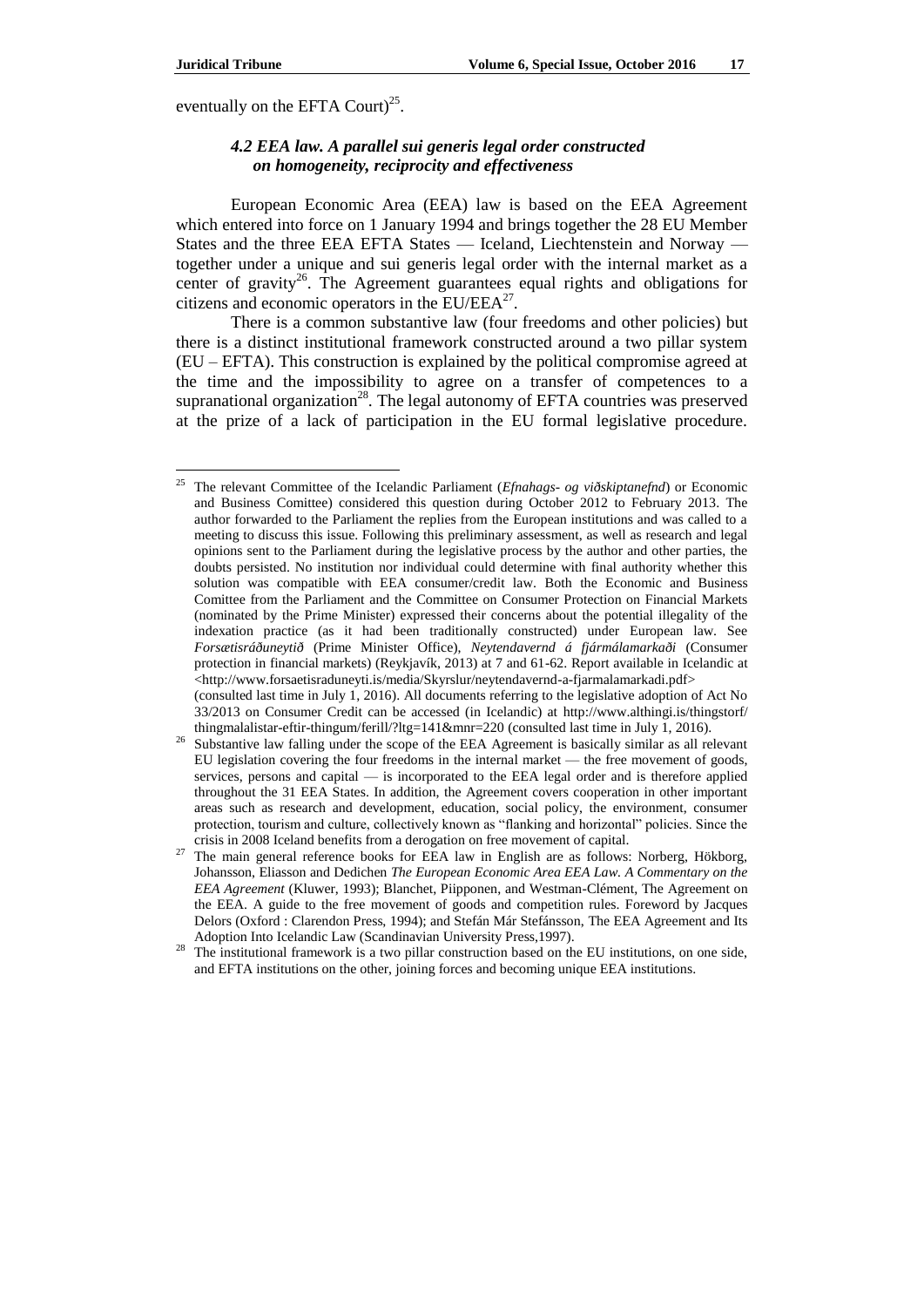eventually on the EFTA Court)[25].

### *4.2 EEA law. A parallel sui generis legal order constructed on homogeneity, reciprocity and effectiveness*

European Economic Area (EEA) law is based on the EEA Agreement which entered into force on 1 January 1994 and brings together the 28 EU Member States and the three EEA EFTA States — Iceland, Liechtenstein and Norway — together under a unique and sui generis legal order with the internal market as a center of gravity[26]. The Agreement guarantees equal rights and obligations for citizens and economic operators in the EU/EEA[27].

There is a common substantive law (four freedoms and other policies) but there is a distinct institutional framework constructed around a two pillar system (EU – EFTA). This construction is explained by the political compromise agreed at the time and the impossibility to agree on a transfer of competences to a supranational organization[28]. The legal autonomy of EFTA countries was preserved at the prize of a lack of participation in the EU formal legislative procedure.

---

[25] The relevant Committee of the Icelandic Parliament (*Efnahags- og viðskiptanefnd*) or Economic and Business Comittee) considered this question during October 2012 to February 2013. The author forwarded to the Parliament the replies from the European institutions and was called to a meeting to discuss this issue. Following this preliminary assessment, as well as research and legal opinions sent to the Parliament during the legislative process by the author and other parties, the doubts persisted. No institution nor individual could determine with final authority whether this solution was compatible with EEA consumer/credit law. Both the Economic and Business Comittee from the Parliament and the Committee on Consumer Protection on Financial Markets (nominated by the Prime Minister) expressed their concerns about the potential illegality of the indexation practice (as it had been traditionally constructed) under European law. See *Forsætisráðuneytið* (Prime Minister Office), *Neytendavernd á fjármálamarkaði* (Consumer protection in financial markets) (Reykjavík, 2013) at 7 and 61-62. Report available in Icelandic at <http://www.forsaetisraduneyti.is/media/Skyrslur/neytendavernd-a-fjarmalamarkadi.pdf> (consulted last time in July 1, 2016). All documents referring to the legislative adoption of Act No 33/2013 on Consumer Credit can be accessed (in Icelandic) at http://www.althingi.is/thingstorf/thingmalalistar-eftir-thingum/ferill/?ltg=141&mnr=220 (consulted last time in July 1, 2016).

[26] Substantive law falling under the scope of the EEA Agreement is basically similar as all relevant EU legislation covering the four freedoms in the internal market — the free movement of goods, services, persons and capital — is incorporated to the EEA legal order and is therefore applied throughout the 31 EEA States. In addition, the Agreement covers cooperation in other important areas such as research and development, education, social policy, the environment, consumer protection, tourism and culture, collectively known as "flanking and horizontal" policies. Since the crisis in 2008 Iceland benefits from a derogation on free movement of capital.

[27] The main general reference books for EEA law in English are as follows: Norberg, Hökborg, Johansson, Eliasson and Dedichen *The European Economic Area EEA Law. A Commentary on the EEA Agreement* (Kluwer, 1993); Blanchet, Piipponen, and Westman-Clément, The Agreement on the EEA. A guide to the free movement of goods and competition rules. Foreword by Jacques Delors (Oxford : Clarendon Press, 1994); and Stefán Már Stefánsson, The EEA Agreement and Its Adoption Into Icelandic Law (Scandinavian University Press,1997).

[28] The institutional framework is a two pillar construction based on the EU institutions, on one side, and EFTA institutions on the other, joining forces and becoming unique EEA institutions.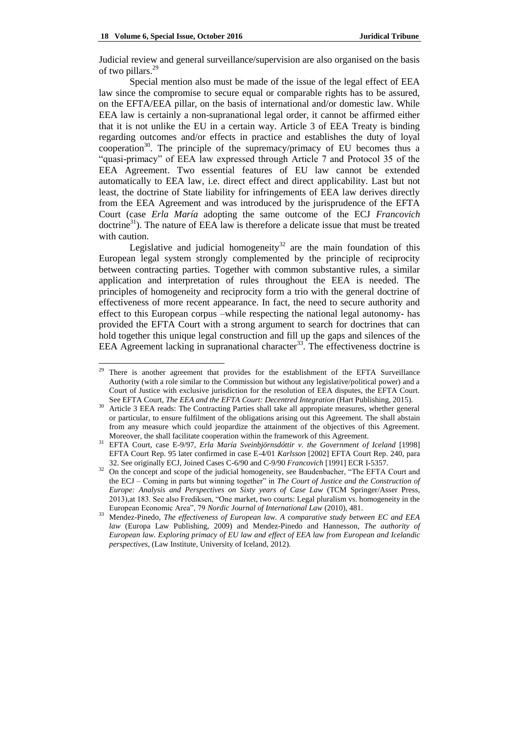Judicial review and general surveillance/supervision are also organised on the basis of two pillars.[29]

Special mention also must be made of the issue of the legal effect of EEA law since the compromise to secure equal or comparable rights has to be assured, on the EFTA/EEA pillar, on the basis of international and/or domestic law. While EEA law is certainly a non-supranational legal order, it cannot be affirmed either that it is not unlike the EU in a certain way. Article 3 of EEA Treaty is binding regarding outcomes and/or effects in practice and establishes the duty of loyal cooperation[30]. The principle of the supremacy/primacy of EU becomes thus a "quasi-primacy" of EEA law expressed through Article 7 and Protocol 35 of the EEA Agreement. Two essential features of EU law cannot be extended automatically to EEA law, i.e. direct effect and direct applicability. Last but not least, the doctrine of State liability for infringements of EEA law derives directly from the EEA Agreement and was introduced by the jurisprudence of the EFTA Court (case *Erla María* adopting the same outcome of the ECJ *Francovich* doctrine[31]). The nature of EEA law is therefore a delicate issue that must be treated with caution.

Legislative and judicial homogeneity[32] are the main foundation of this European legal system strongly complemented by the principle of reciprocity between contracting parties. Together with common substantive rules, a similar application and interpretation of rules throughout the EEA is needed. The principles of homogeneity and reciprocity form a trio with the general doctrine of effectiveness of more recent appearance. In fact, the need to secure authority and effect to this European corpus –while respecting the national legal autonomy- has provided the EFTA Court with a strong argument to search for doctrines that can hold together this unique legal construction and fill up the gaps and silences of the EEA Agreement lacking in supranational character[33]. The effectiveness doctrine is

---

[29] There is another agreement that provides for the establishment of the EFTA Surveillance Authority (with a role similar to the Commission but without any legislative/political power) and a Court of Justice with exclusive jurisdiction for the resolution of EEA disputes, the EFTA Court. See EFTA Court, *The EEA and the EFTA Court: Decentred Integration* (Hart Publishing, 2015).

[30] Article 3 EEA reads: The Contracting Parties shall take all appropiate measures, whether general or particular, to ensure fulfilment of the obligations arising out this Agreement. The shall abstain from any measure which could jeopardize the attainment of the objectives of this Agreement. Moreover, the shall facilitate cooperation within the framework of this Agreement.

[31] EFTA Court, case E-9/97, *Erla María Sveinbjörnsdóttir v. the Government of Iceland* [1998] EFTA Court Rep. 95 later confirmed in case E-4/01 *Karlsson* [2002] EFTA Court Rep. 240, para 32. See originally ECJ, Joined Cases C-6/90 and C-9/90 *Francovich* [1991] ECR I-5357.

[32] On the concept and scope of the judicial homogeneity, see Baudenbacher, "The EFTA Court and the ECJ – Coming in parts but winning together" in *The Court of Justice and the Construction of Europe: Analysis and Perspectives on Sixty years of Case Law* (TCM Springer/Asser Press, 2013),at 183. See also Frediksen, "One market, two courts: Legal pluralism vs. homogeneity in the European Economic Area", 79 *Nordic Journal of International Law* (2010), 481.

[33] Mendez-Pinedo, *The effectiveness of European law. A comparative study between EC and EEA law* (Europa Law Publishing, 2009) and Mendez-Pinedo and Hannesson, *The authority of European law. Exploring primacy of EU law and effect of EEA law from European and Icelandic perspectives*, (Law Institute, University of Iceland, 2012).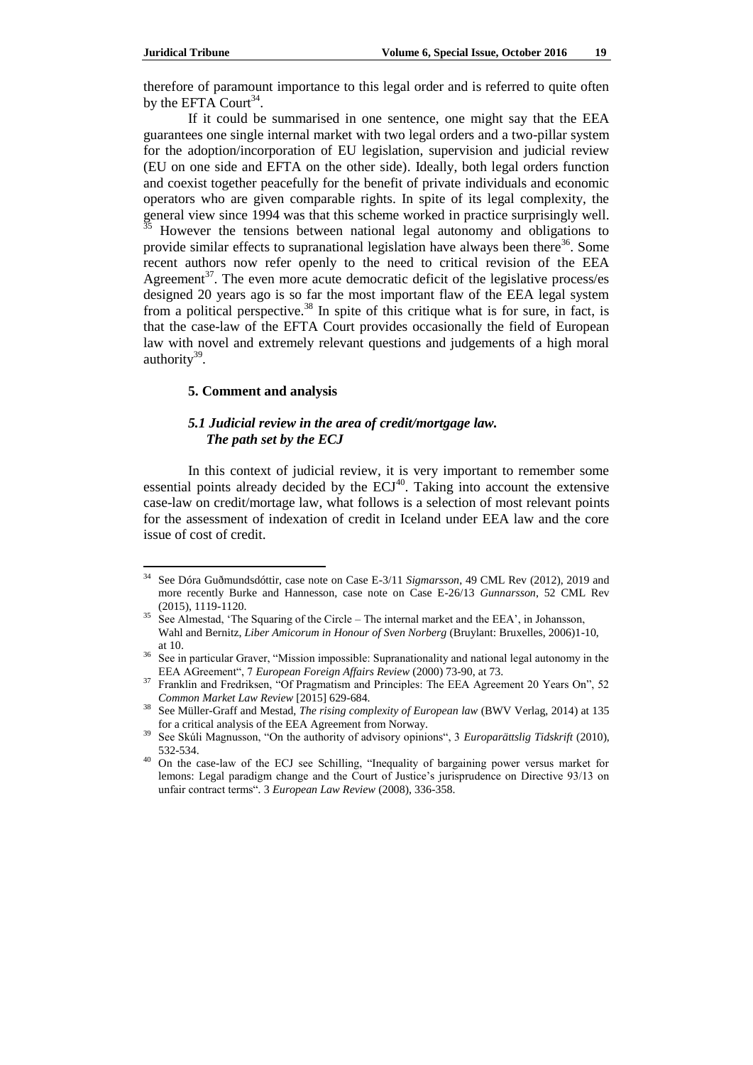therefore of paramount importance to this legal order and is referred to quite often by the EFTA Court[34].

If it could be summarised in one sentence, one might say that the EEA guarantees one single internal market with two legal orders and a two-pillar system for the adoption/incorporation of EU legislation, supervision and judicial review (EU on one side and EFTA on the other side). Ideally, both legal orders function and coexist together peacefully for the benefit of private individuals and economic operators who are given comparable rights. In spite of its legal complexity, the general view since 1994 was that this scheme worked in practice surprisingly well.[35] However the tensions between national legal autonomy and obligations to provide similar effects to supranational legislation have always been there[36]. Some recent authors now refer openly to the need to critical revision of the EEA Agreement[37]. The even more acute democratic deficit of the legislative process/es designed 20 years ago is so far the most important flaw of the EEA legal system from a political perspective.[38] In spite of this critique what is for sure, in fact, is that the case-law of the EFTA Court provides occasionally the field of European law with novel and extremely relevant questions and judgements of a high moral authority[39].

## 5. Comment and analysis

### *5.1 Judicial review in the area of credit/mortgage law. The path set by the ECJ*

In this context of judicial review, it is very important to remember some essential points already decided by the ECJ[40]. Taking into account the extensive case-law on credit/mortage law, what follows is a selection of most relevant points for the assessment of indexation of credit in Iceland under EEA law and the core issue of cost of credit.

---

[34] See Dóra Guðmundsdóttir, case note on Case E-3/11 *Sigmarsson*, 49 CML Rev (2012), 2019 and more recently Burke and Hannesson, case note on Case E-26/13 *Gunnarsson*, 52 CML Rev (2015), 1119-1120.

[35] See Almestad, 'The Squaring of the Circle – The internal market and the EEA', in Johansson, Wahl and Bernitz, *Liber Amicorum in Honour of Sven Norberg* (Bruylant: Bruxelles, 2006)1-10, at 10.

[36] See in particular Graver, "Mission impossible: Supranationality and national legal autonomy in the EEA AGreement", 7 *European Foreign Affairs Review* (2000) 73-90, at 73.

[37] Franklin and Fredriksen, "Of Pragmatism and Principles: The EEA Agreement 20 Years On", 52 *Common Market Law Review* [2015] 629-684.

[38] See Müller-Graff and Mestad, *The rising complexity of European law* (BWV Verlag, 2014) at 135 for a critical analysis of the EEA Agreement from Norway.

[39] See Skúli Magnusson, "On the authority of advisory opinions", 3 *Europarättslig Tidskrift* (2010), 532-534.

[40] On the case-law of the ECJ see Schilling, "Inequality of bargaining power versus market for lemons: Legal paradigm change and the Court of Justice's jurisprudence on Directive 93/13 on unfair contract terms". 3 *European Law Review* (2008), 336-358.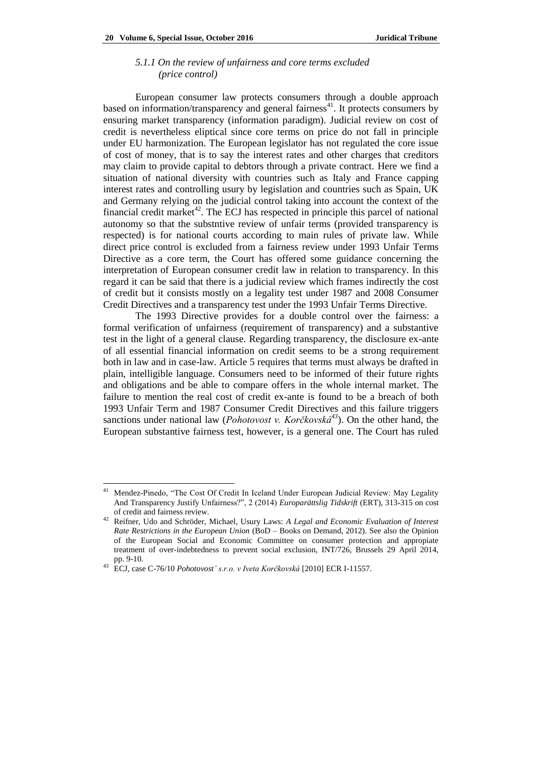### *5.1.1 On the review of unfairness and core terms excluded (price control)*

European consumer law protects consumers through a double approach based on information/transparency and general fairness[41]. It protects consumers by ensuring market transparency (information paradigm). Judicial review on cost of credit is nevertheless eliptical since core terms on price do not fall in principle under EU harmonization. The European legislator has not regulated the core issue of cost of money, that is to say the interest rates and other charges that creditors may claim to provide capital to debtors through a private contract. Here we find a situation of national diversity with countries such as Italy and France capping interest rates and controlling usury by legislation and countries such as Spain, UK and Germany relying on the judicial control taking into account the context of the financial credit market[42]. The ECJ has respected in principle this parcel of national autonomy so that the substntive review of unfair terms (provided transparency is respected) is for national courts according to main rules of private law. While direct price control is excluded from a fairness review under 1993 Unfair Terms Directive as a core term, the Court has offered some guidance concerning the interpretation of European consumer credit law in relation to transparency. In this regard it can be said that there is a judicial review which frames indirectly the cost of credit but it consists mostly on a legality test under 1987 and 2008 Consumer Credit Directives and a transparency test under the 1993 Unfair Terms Directive.

The 1993 Directive provides for a double control over the fairness: a formal verification of unfairness (requirement of transparency) and a substantive test in the light of a general clause. Regarding transparency, the disclosure ex-ante of all essential financial information on credit seems to be a strong requirement both in law and in case-law. Article 5 requires that terms must always be drafted in plain, intelligible language. Consumers need to be informed of their future rights and obligations and be able to compare offers in the whole internal market. The failure to mention the real cost of credit ex-ante is found to be a breach of both 1993 Unfair Term and 1987 Consumer Credit Directives and this failure triggers sanctions under national law (*Pohotovost v. Korčkovská*[43]). On the other hand, the European substantive fairness test, however, is a general one. The Court has ruled

---

[41] Mendez-Pinedo, "The Cost Of Credit In Iceland Under European Judicial Review: May Legality And Transparency Justify Unfairness?", 2 (2014) *Europarättslig Tidskrift* (ERT), 313-315 on cost of credit and fairness review.

[42] Reifner, Udo and Schröder, Michael, Usury Laws: *A Legal and Economic Evaluation of Interest Rate Restrictions in the European Union* (BoD – Books on Demand, 2012). See also the Opinion of the European Social and Economic Committee on consumer protection and appropiate treatment of over-indebtedness to prevent social exclusion, INT/726, Brussels 29 April 2014, pp. 9-10.

[43] ECJ, case C-76/10 *Pohotovost' s.r.o. v Iveta Korčkovská* [2010] ECR I-11557.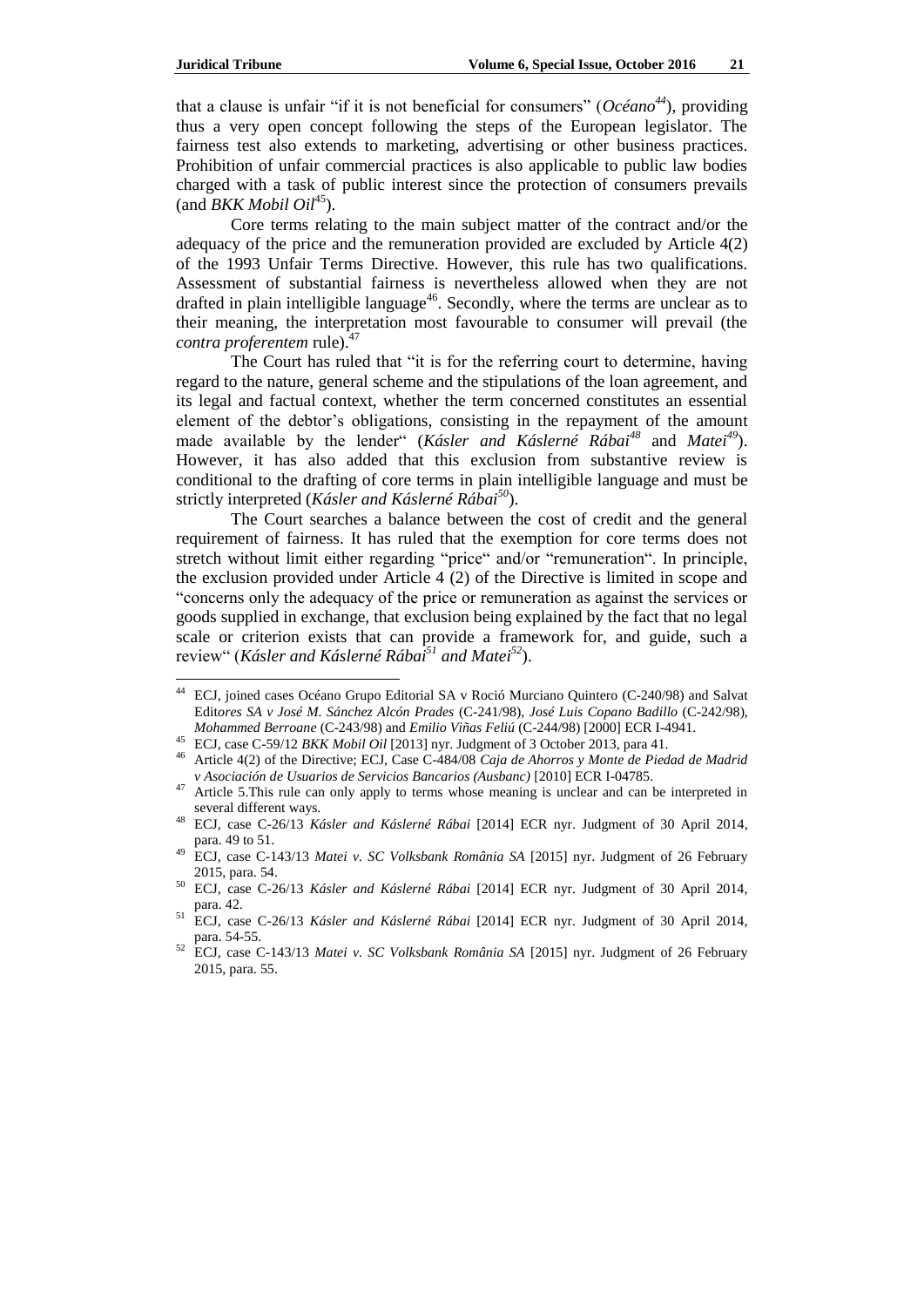that a clause is unfair "if it is not beneficial for consumers" (*Océano*[44]), providing thus a very open concept following the steps of the European legislator. The fairness test also extends to marketing, advertising or other business practices. Prohibition of unfair commercial practices is also applicable to public law bodies charged with a task of public interest since the protection of consumers prevails (and *BKK Mobil Oil*[45]).

Core terms relating to the main subject matter of the contract and/or the adequacy of the price and the remuneration provided are excluded by Article 4(2) of the 1993 Unfair Terms Directive. However, this rule has two qualifications. Assessment of substantial fairness is nevertheless allowed when they are not drafted in plain intelligible language[46]. Secondly, where the terms are unclear as to their meaning, the interpretation most favourable to consumer will prevail (the *contra proferentem* rule).[47]

The Court has ruled that "it is for the referring court to determine, having regard to the nature, general scheme and the stipulations of the loan agreement, and its legal and factual context, whether the term concerned constitutes an essential element of the debtor's obligations, consisting in the repayment of the amount made available by the lender" (*Kásler and Káslerné Rábai*[48] and *Matei*[49]). However, it has also added that this exclusion from substantive review is conditional to the drafting of core terms in plain intelligible language and must be strictly interpreted (*Kásler and Káslerné Rábai*[50]).

The Court searches a balance between the cost of credit and the general requirement of fairness. It has ruled that the exemption for core terms does not stretch without limit either regarding "price" and/or "remuneration". In principle, the exclusion provided under Article 4 (2) of the Directive is limited in scope and "concerns only the adequacy of the price or remuneration as against the services or goods supplied in exchange, that exclusion being explained by the fact that no legal scale or criterion exists that can provide a framework for, and guide, such a review" (*Kásler and Káslerné Rábai*[51] *and Matei*[52]).

---

[44] ECJ, joined cases Océano Grupo Editorial SA v Roció Murciano Quintero (C-240/98) and Salvat Edit*ores SA v José M. Sánchez Alcón Prades* (C-241/98), *José Luis Copano Badillo* (C-242/98), *Mohammed Berroane* (C-243/98) and *Emilio Viñas Feliú* (C-244/98) [2000] ECR I-4941.

[45] ECJ, case C-59/12 *BKK Mobil Oil* [2013] nyr. Judgment of 3 October 2013, para 41.

[46] Article 4(2) of the Directive; ECJ, Case C-484/08 *Caja de Ahorros y Monte de Piedad de Madrid v Asociación de Usuarios de Servicios Bancarios (Ausbanc)* [2010] ECR I-04785.

[47] Article 5.This rule can only apply to terms whose meaning is unclear and can be interpreted in several different ways.

[48] ECJ, case C-26/13 *Kásler and Káslerné Rábai* [2014] ECR nyr. Judgment of 30 April 2014, para. 49 to 51.

[49] ECJ, case C-143/13 *Matei v. SC Volksbank România SA* [2015] nyr. Judgment of 26 February 2015, para. 54.

[50] ECJ, case C-26/13 *Kásler and Káslerné Rábai* [2014] ECR nyr. Judgment of 30 April 2014, para. 42.

[51] ECJ, case C-26/13 *Kásler and Káslerné Rábai* [2014] ECR nyr. Judgment of 30 April 2014, para. 54-55.

[52] ECJ, case C-143/13 *Matei v. SC Volksbank România SA* [2015] nyr. Judgment of 26 February 2015, para. 55.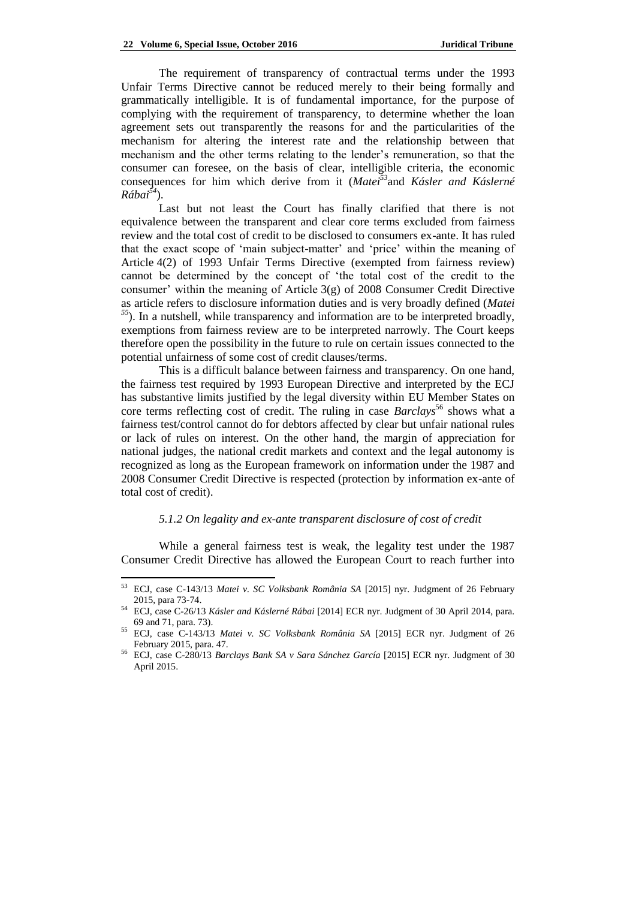The requirement of transparency of contractual terms under the 1993 Unfair Terms Directive cannot be reduced merely to their being formally and grammatically intelligible. It is of fundamental importance, for the purpose of complying with the requirement of transparency, to determine whether the loan agreement sets out transparently the reasons for and the particularities of the mechanism for altering the interest rate and the relationship between that mechanism and the other terms relating to the lender's remuneration, so that the consumer can foresee, on the basis of clear, intelligible criteria, the economic consequences for him which derive from it (*Matei*[53] and *Kásler and Káslerné Rábai*[54]).

Last but not least the Court has finally clarified that there is not equivalence between the transparent and clear core terms excluded from fairness review and the total cost of credit to be disclosed to consumers ex-ante. It has ruled that the exact scope of 'main subject-matter' and 'price' within the meaning of Article 4(2) of 1993 Unfair Terms Directive (exempted from fairness review) cannot be determined by the concept of 'the total cost of the credit to the consumer' within the meaning of Article 3(g) of 2008 Consumer Credit Directive as article refers to disclosure information duties and is very broadly defined (*Matei*[55]). In a nutshell, while transparency and information are to be interpreted broadly, exemptions from fairness review are to be interpreted narrowly. The Court keeps therefore open the possibility in the future to rule on certain issues connected to the potential unfairness of some cost of credit clauses/terms.

This is a difficult balance between fairness and transparency. On one hand, the fairness test required by 1993 European Directive and interpreted by the ECJ has substantive limits justified by the legal diversity within EU Member States on core terms reflecting cost of credit. The ruling in case *Barclays*[56] shows what a fairness test/control cannot do for debtors affected by clear but unfair national rules or lack of rules on interest. On the other hand, the margin of appreciation for national judges, the national credit markets and context and the legal autonomy is recognized as long as the European framework on information under the 1987 and 2008 Consumer Credit Directive is respected (protection by information ex-ante of total cost of credit).

### *5.1.2 On legality and ex-ante transparent disclosure of cost of credit*

While a general fairness test is weak, the legality test under the 1987 Consumer Credit Directive has allowed the European Court to reach further into

---

[53] ECJ, case C-143/13 *Matei v. SC Volksbank România SA* [2015] nyr. Judgment of 26 February 2015, para 73-74.

[54] ECJ, case C-26/13 *Kásler and Káslerné Rábai* [2014] ECR nyr. Judgment of 30 April 2014, para. 69 and 71, para. 73).

[55] ECJ, case C-143/13 *Matei v. SC Volksbank România SA* [2015] ECR nyr. Judgment of 26 February 2015, para. 47.

[56] ECJ, case C-280/13 *Barclays Bank SA v Sara Sánchez García* [2015] ECR nyr. Judgment of 30 April 2015.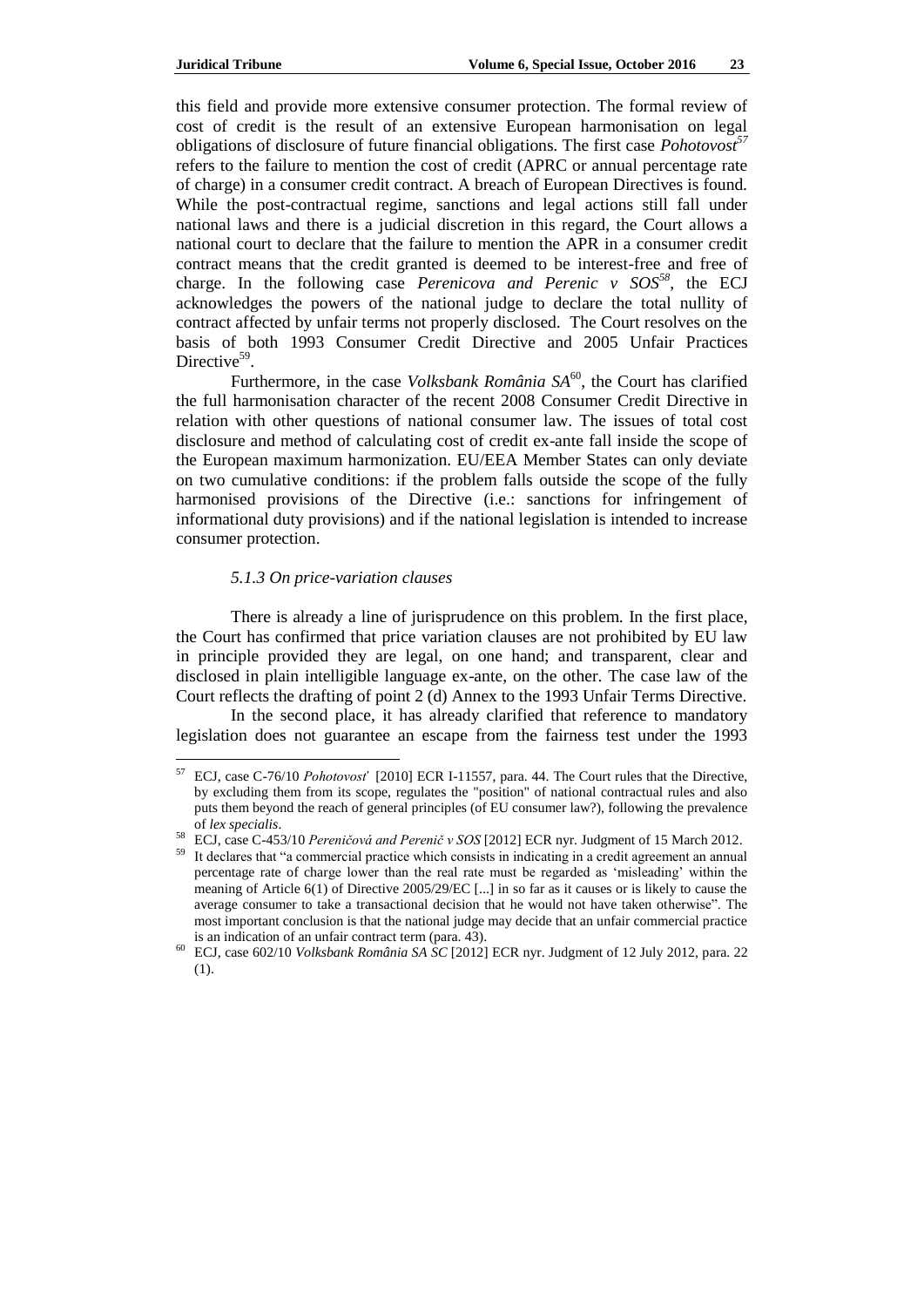this field and provide more extensive consumer protection. The formal review of cost of credit is the result of an extensive European harmonisation on legal obligations of disclosure of future financial obligations. The first case *Pohotovost*[57] refers to the failure to mention the cost of credit (APRC or annual percentage rate of charge) in a consumer credit contract. A breach of European Directives is found. While the post-contractual regime, sanctions and legal actions still fall under national laws and there is a judicial discretion in this regard, the Court allows a national court to declare that the failure to mention the APR in a consumer credit contract means that the credit granted is deemed to be interest-free and free of charge. In the following case *Perenicova and Perenic v SOS*[58], the ECJ acknowledges the powers of the national judge to declare the total nullity of contract affected by unfair terms not properly disclosed. The Court resolves on the basis of both 1993 Consumer Credit Directive and 2005 Unfair Practices Directive[59].

Furthermore, in the case *Volksbank România SA*[60], the Court has clarified the full harmonisation character of the recent 2008 Consumer Credit Directive in relation with other questions of national consumer law. The issues of total cost disclosure and method of calculating cost of credit ex-ante fall inside the scope of the European maximum harmonization. EU/EEA Member States can only deviate on two cumulative conditions: if the problem falls outside the scope of the fully harmonised provisions of the Directive (i.e.: sanctions for infringement of informational duty provisions) and if the national legislation is intended to increase consumer protection.

### *5.1.3 On price-variation clauses*

There is already a line of jurisprudence on this problem. In the first place, the Court has confirmed that price variation clauses are not prohibited by EU law in principle provided they are legal, on one hand; and transparent, clear and disclosed in plain intelligible language ex-ante, on the other. The case law of the Court reflects the drafting of point 2 (d) Annex to the 1993 Unfair Terms Directive.

In the second place, it has already clarified that reference to mandatory legislation does not guarantee an escape from the fairness test under the 1993

---

[57] ECJ, case C-76/10 *Pohotovosť* [2010] ECR I-11557, para. 44. The Court rules that the Directive, by excluding them from its scope, regulates the "position" of national contractual rules and also puts them beyond the reach of general principles (of EU consumer law?), following the prevalence of *lex specialis*.

[58] ECJ, case C-453/10 *Pereničová and Perenič v SOS* [2012] ECR nyr. Judgment of 15 March 2012.

[59] It declares that "a commercial practice which consists in indicating in a credit agreement an annual percentage rate of charge lower than the real rate must be regarded as 'misleading' within the meaning of Article 6(1) of Directive 2005/29/EC [...] in so far as it causes or is likely to cause the average consumer to take a transactional decision that he would not have taken otherwise". The most important conclusion is that the national judge may decide that an unfair commercial practice is an indication of an unfair contract term (para. 43).

[60] ECJ, case 602/10 *Volksbank România SA SC* [2012] ECR nyr. Judgment of 12 July 2012, para. 22 (1).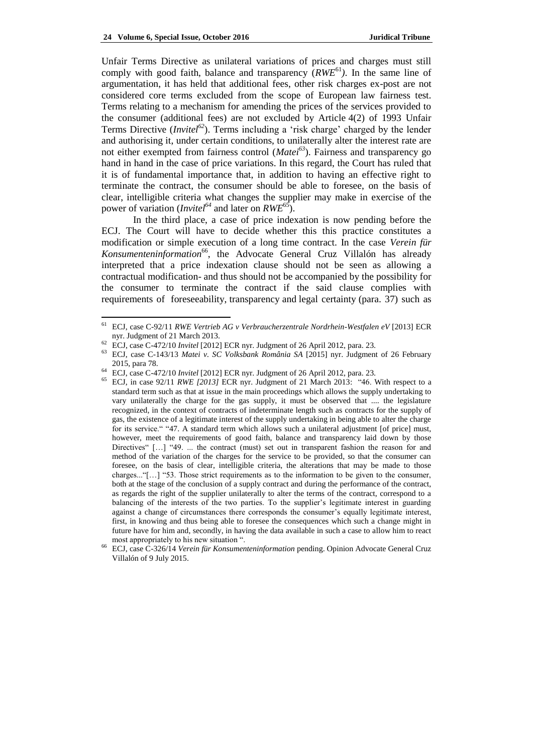Unfair Terms Directive as unilateral variations of prices and charges must still comply with good faith, balance and transparency (*RWE*[61]). In the same line of argumentation, it has held that additional fees, other risk charges ex-post are not considered core terms excluded from the scope of European law fairness test. Terms relating to a mechanism for amending the prices of the services provided to the consumer (additional fees) are not excluded by Article 4(2) of 1993 Unfair Terms Directive (*Invitel*[62]). Terms including a 'risk charge' charged by the lender and authorising it, under certain conditions, to unilaterally alter the interest rate are not either exempted from fairness control (*Matei*[63]). Fairness and transparency go hand in hand in the case of price variations. In this regard, the Court has ruled that it is of fundamental importance that, in addition to having an effective right to terminate the contract, the consumer should be able to foresee, on the basis of clear, intelligible criteria what changes the supplier may make in exercise of the power of variation (*Invitel*[64] and later on *RWE*[65]).

In the third place, a case of price indexation is now pending before the ECJ. The Court will have to decide whether this this practice constitutes a modification or simple execution of a long time contract. In the case *Verein für Konsumenteninformation*[66], the Advocate General Cruz Villalón has already interpreted that a price indexation clause should not be seen as allowing a contractual modification- and thus should not be accompanied by the possibility for the consumer to terminate the contract if the said clause complies with requirements of foreseeability, transparency and legal certainty (para. 37) such as

---

[61] ECJ, case C-92/11 *RWE Vertrieb AG v Verbraucherzentrale Nordrhein-Westfalen eV* [2013] ECR nyr. Judgment of 21 March 2013.

[62] ECJ, case C-472/10 *Invitel* [2012] ECR nyr. Judgment of 26 April 2012, para. 23.

[63] ECJ, case C-143/13 *Matei v. SC Volksbank România SA* [2015] nyr. Judgment of 26 February 2015, para 78.

[64] ECJ, case C-472/10 *Invitel* [2012] ECR nyr. Judgment of 26 April 2012, para. 23.

[65] ECJ, in case 92/11 *RWE [2013]* ECR nyr. Judgment of 21 March 2013: "46. With respect to a standard term such as that at issue in the main proceedings which allows the supply undertaking to vary unilaterally the charge for the gas supply, it must be observed that .... the legislature recognized, in the context of contracts of indeterminate length such as contracts for the supply of gas, the existence of a legitimate interest of the supply undertaking in being able to alter the charge for its service." "47. A standard term which allows such a unilateral adjustment [of price] must, however, meet the requirements of good faith, balance and transparency laid down by those Directives" […] "49. ... the contract (must) set out in transparent fashion the reason for and method of the variation of the charges for the service to be provided, so that the consumer can foresee, on the basis of clear, intelligible criteria, the alterations that may be made to those charges..."[…] "53. Those strict requirements as to the information to be given to the consumer, both at the stage of the conclusion of a supply contract and during the performance of the contract, as regards the right of the supplier unilaterally to alter the terms of the contract, correspond to a balancing of the interests of the two parties. To the supplier's legitimate interest in guarding against a change of circumstances there corresponds the consumer's equally legitimate interest, first, in knowing and thus being able to foresee the consequences which such a change might in future have for him and, secondly, in having the data available in such a case to allow him to react most appropriately to his new situation ".

[66] ECJ, case C-326/14 *Verein für Konsumenteninformation* pending. Opinion Advocate General Cruz Villalón of 9 July 2015.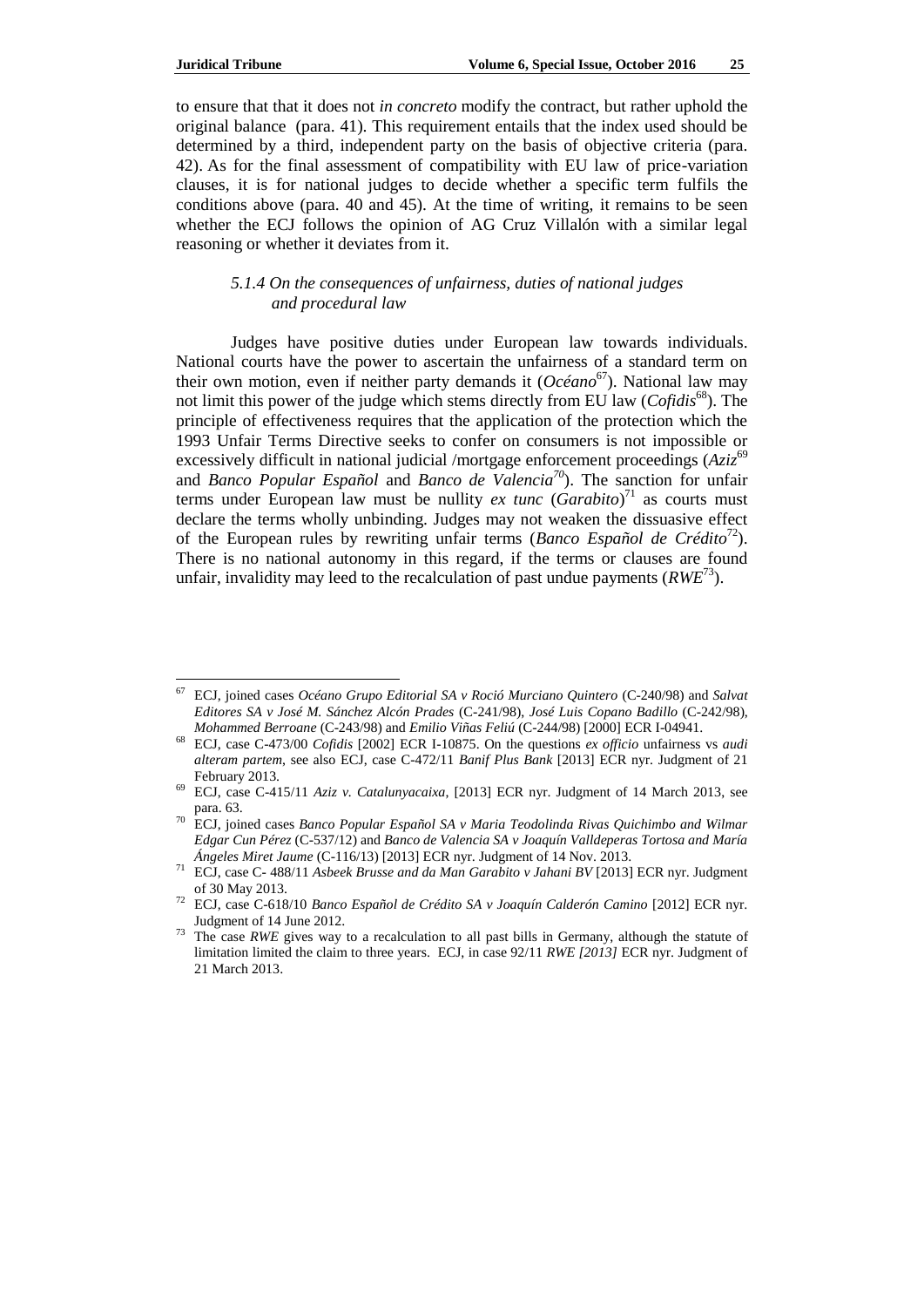to ensure that that it does not *in concreto* modify the contract, but rather uphold the original balance (para. 41). This requirement entails that the index used should be determined by a third, independent party on the basis of objective criteria (para. 42). As for the final assessment of compatibility with EU law of price-variation clauses, it is for national judges to decide whether a specific term fulfils the conditions above (para. 40 and 45). At the time of writing, it remains to be seen whether the ECJ follows the opinion of AG Cruz Villalón with a similar legal reasoning or whether it deviates from it.

#### *5.1.4 On the consequences of unfairness, duties of national judges and procedural law*

Judges have positive duties under European law towards individuals. National courts have the power to ascertain the unfairness of a standard term on their own motion, even if neither party demands it (*Océano*[67]). National law may not limit this power of the judge which stems directly from EU law (*Cofidis*[68]). The principle of effectiveness requires that the application of the protection which the 1993 Unfair Terms Directive seeks to confer on consumers is not impossible or excessively difficult in national judicial /mortgage enforcement proceedings (*Aziz*[69] and *Banco Popular Español* and *Banco de Valencia*[70]). The sanction for unfair terms under European law must be nullity *ex tunc* (*Garabito*)[71] as courts must declare the terms wholly unbinding. Judges may not weaken the dissuasive effect of the European rules by rewriting unfair terms (*Banco Español de Crédito*[72]). There is no national autonomy in this regard, if the terms or clauses are found unfair, invalidity may leed to the recalculation of past undue payments (*RWE*[73]).

---

[67] ECJ, joined cases *Océano Grupo Editorial SA v Roció Murciano Quintero* (C-240/98) and *Salvat Editores SA v José M. Sánchez Alcón Prades* (C-241/98), *José Luis Copano Badillo* (C-242/98), *Mohammed Berroane* (C-243/98) and *Emilio Viñas Feliú* (C-244/98) [2000] ECR I-04941.

[68] ECJ, case C-473/00 *Cofidis* [2002] ECR I-10875. On the questions *ex officio* unfairness vs *audi alteram partem*, see also ECJ, case C-472/11 *Banif Plus Bank* [2013] ECR nyr. Judgment of 21 February 2013.

[69] ECJ, case C-415/11 *Aziz v. Catalunyacaixa*, [2013] ECR nyr. Judgment of 14 March 2013, see para. 63.

[70] ECJ, joined cases *Banco Popular Español SA v Maria Teodolinda Rivas Quichimbo and Wilmar Edgar Cun Pérez* (C-537/12) and *Banco de Valencia SA v Joaquín Valldeperas Tortosa and María Ángeles Miret Jaume* (C-116/13) [2013] ECR nyr. Judgment of 14 Nov. 2013.

[71] ECJ, case C- 488/11 *Asbeek Brusse and da Man Garabito v Jahani BV* [2013] ECR nyr. Judgment of 30 May 2013.

[72] ECJ, case C-618/10 *Banco Español de Crédito SA v Joaquín Calderón Camino* [2012] ECR nyr. Judgment of 14 June 2012.

[73] The case *RWE* gives way to a recalculation to all past bills in Germany, although the statute of limitation limited the claim to three years. ECJ, in case 92/11 *RWE [2013]* ECR nyr. Judgment of 21 March 2013.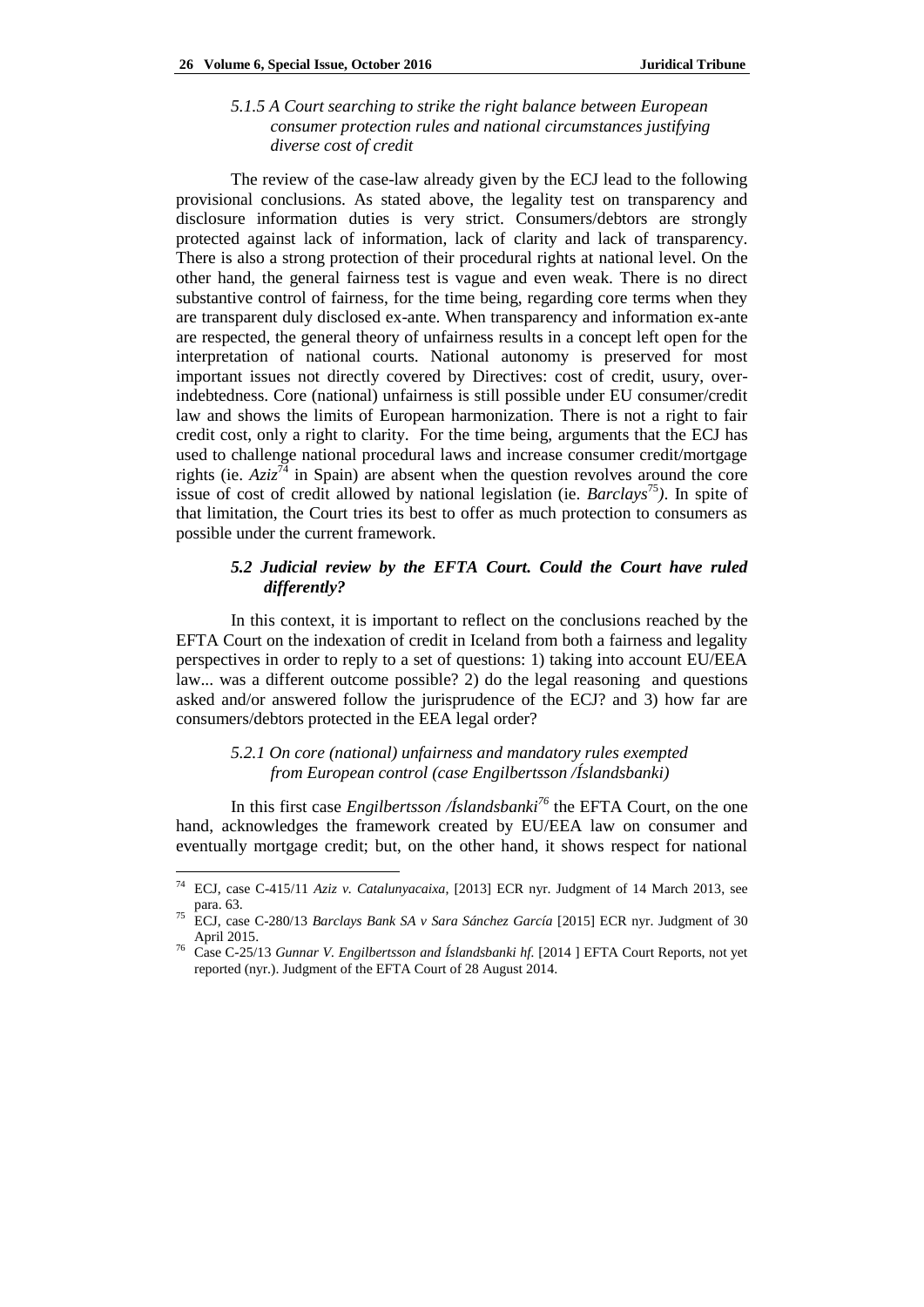#### *5.1.5 A Court searching to strike the right balance between European consumer protection rules and national circumstances justifying diverse cost of credit*

The review of the case-law already given by the ECJ lead to the following provisional conclusions. As stated above, the legality test on transparency and disclosure information duties is very strict. Consumers/debtors are strongly protected against lack of information, lack of clarity and lack of transparency. There is also a strong protection of their procedural rights at national level. On the other hand, the general fairness test is vague and even weak. There is no direct substantive control of fairness, for the time being, regarding core terms when they are transparent duly disclosed ex-ante. When transparency and information ex-ante are respected, the general theory of unfairness results in a concept left open for the interpretation of national courts. National autonomy is preserved for most important issues not directly covered by Directives: cost of credit, usury, over-indebtedness. Core (national) unfairness is still possible under EU consumer/credit law and shows the limits of European harmonization. There is not a right to fair credit cost, only a right to clarity. For the time being, arguments that the ECJ has used to challenge national procedural laws and increase consumer credit/mortgage rights (ie. *Aziz*[74] in Spain) are absent when the question revolves around the core issue of cost of credit allowed by national legislation (ie. *Barclays*[75]). In spite of that limitation, the Court tries its best to offer as much protection to consumers as possible under the current framework.

### *5.2 Judicial review by the EFTA Court. Could the Court have ruled differently?*

In this context, it is important to reflect on the conclusions reached by the EFTA Court on the indexation of credit in Iceland from both a fairness and legality perspectives in order to reply to a set of questions: 1) taking into account EU/EEA law... was a different outcome possible? 2) do the legal reasoning and questions asked and/or answered follow the jurisprudence of the ECJ? and 3) how far are consumers/debtors protected in the EEA legal order?

#### *5.2.1 On core (national) unfairness and mandatory rules exempted from European control (case Engilbertsson /Íslandsbanki)*

In this first case *Engilbertsson /Íslandsbanki*[76] the EFTA Court, on the one hand, acknowledges the framework created by EU/EEA law on consumer and eventually mortgage credit; but, on the other hand, it shows respect for national

---

[74] ECJ, case C-415/11 *Aziz v. Catalunyacaixa*, [2013] ECR nyr. Judgment of 14 March 2013, see para. 63.

[75] ECJ, case C-280/13 *Barclays Bank SA v Sara Sánchez García* [2015] ECR nyr. Judgment of 30 April 2015.

[76] Case C-25/13 *Gunnar V. Engilbertsson and Íslandsbanki hf.* [2014 ] EFTA Court Reports, not yet reported (nyr.). Judgment of the EFTA Court of 28 August 2014.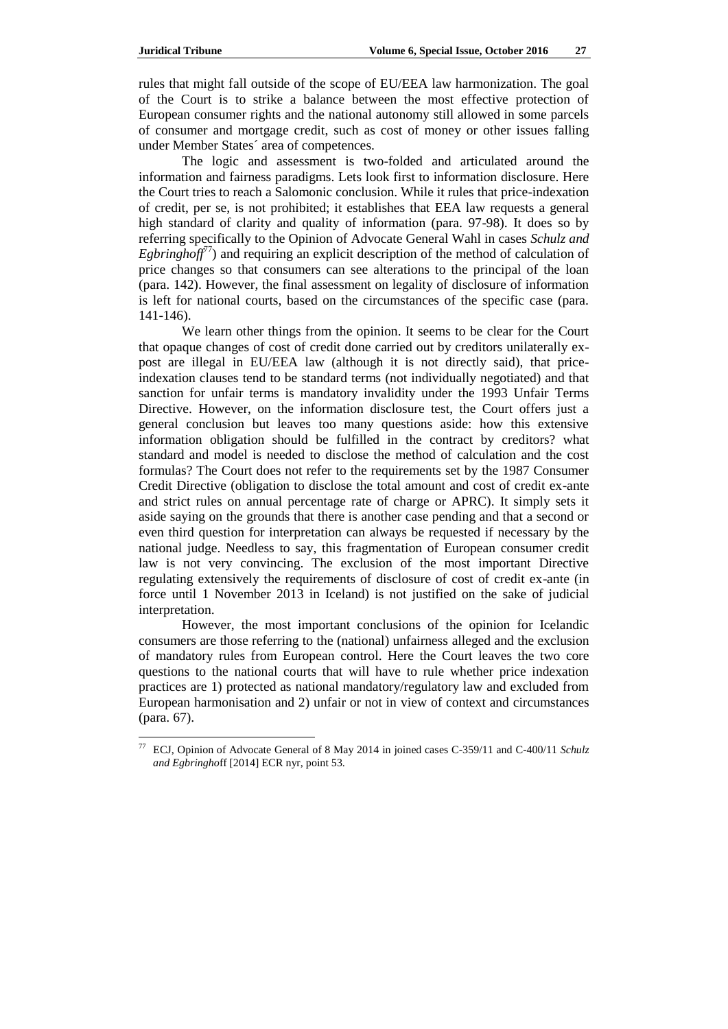rules that might fall outside of the scope of EU/EEA law harmonization. The goal of the Court is to strike a balance between the most effective protection of European consumer rights and the national autonomy still allowed in some parcels of consumer and mortgage credit, such as cost of money or other issues falling under Member States´ area of competences.

The logic and assessment is two-folded and articulated around the information and fairness paradigms. Lets look first to information disclosure. Here the Court tries to reach a Salomonic conclusion. While it rules that price-indexation of credit, per se, is not prohibited; it establishes that EEA law requests a general high standard of clarity and quality of information (para. 97-98). It does so by referring specifically to the Opinion of Advocate General Wahl in cases *Schulz and Egbringhoff*[77]) and requiring an explicit description of the method of calculation of price changes so that consumers can see alterations to the principal of the loan (para. 142). However, the final assessment on legality of disclosure of information is left for national courts, based on the circumstances of the specific case (para. 141-146).

We learn other things from the opinion. It seems to be clear for the Court that opaque changes of cost of credit done carried out by creditors unilaterally ex-post are illegal in EU/EEA law (although it is not directly said), that price-indexation clauses tend to be standard terms (not individually negotiated) and that sanction for unfair terms is mandatory invalidity under the 1993 Unfair Terms Directive. However, on the information disclosure test, the Court offers just a general conclusion but leaves too many questions aside: how this extensive information obligation should be fulfilled in the contract by creditors? what standard and model is needed to disclose the method of calculation and the cost formulas? The Court does not refer to the requirements set by the 1987 Consumer Credit Directive (obligation to disclose the total amount and cost of credit ex-ante and strict rules on annual percentage rate of charge or APRC). It simply sets it aside saying on the grounds that there is another case pending and that a second or even third question for interpretation can always be requested if necessary by the national judge. Needless to say, this fragmentation of European consumer credit law is not very convincing. The exclusion of the most important Directive regulating extensively the requirements of disclosure of cost of credit ex-ante (in force until 1 November 2013 in Iceland) is not justified on the sake of judicial interpretation.

However, the most important conclusions of the opinion for Icelandic consumers are those referring to the (national) unfairness alleged and the exclusion of mandatory rules from European control. Here the Court leaves the two core questions to the national courts that will have to rule whether price indexation practices are 1) protected as national mandatory/regulatory law and excluded from European harmonisation and 2) unfair or not in view of context and circumstances (para. 67).

---

[77] ECJ, Opinion of Advocate General of 8 May 2014 in joined cases C-359/11 and C-400/11 *Schulz and Egbringho*ff [2014] ECR nyr, point 53.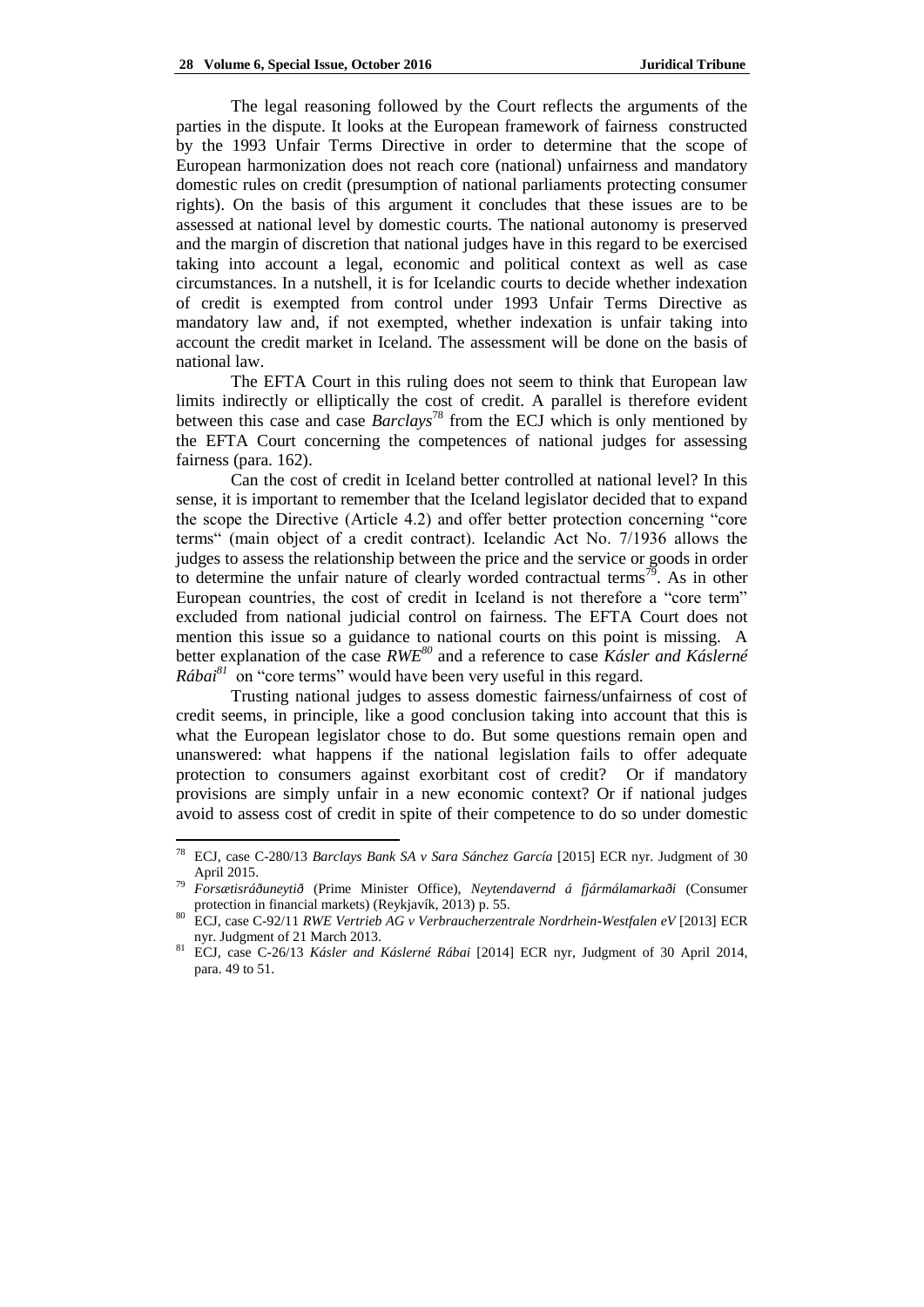The legal reasoning followed by the Court reflects the arguments of the parties in the dispute. It looks at the European framework of fairness constructed by the 1993 Unfair Terms Directive in order to determine that the scope of European harmonization does not reach core (national) unfairness and mandatory domestic rules on credit (presumption of national parliaments protecting consumer rights). On the basis of this argument it concludes that these issues are to be assessed at national level by domestic courts. The national autonomy is preserved and the margin of discretion that national judges have in this regard to be exercised taking into account a legal, economic and political context as well as case circumstances. In a nutshell, it is for Icelandic courts to decide whether indexation of credit is exempted from control under 1993 Unfair Terms Directive as mandatory law and, if not exempted, whether indexation is unfair taking into account the credit market in Iceland. The assessment will be done on the basis of national law.

The EFTA Court in this ruling does not seem to think that European law limits indirectly or elliptically the cost of credit. A parallel is therefore evident between this case and case *Barclays*[78] from the ECJ which is only mentioned by the EFTA Court concerning the competences of national judges for assessing fairness (para. 162).

Can the cost of credit in Iceland better controlled at national level? In this sense, it is important to remember that the Iceland legislator decided that to expand the scope the Directive (Article 4.2) and offer better protection concerning "core terms" (main object of a credit contract). Icelandic Act No. 7/1936 allows the judges to assess the relationship between the price and the service or goods in order to determine the unfair nature of clearly worded contractual terms[79]. As in other European countries, the cost of credit in Iceland is not therefore a "core term" excluded from national judicial control on fairness. The EFTA Court does not mention this issue so a guidance to national courts on this point is missing. A better explanation of the case *RWE*[80] and a reference to case *Kásler and Káslerné Rábai*[81] on "core terms" would have been very useful in this regard.

Trusting national judges to assess domestic fairness/unfairness of cost of credit seems, in principle, like a good conclusion taking into account that this is what the European legislator chose to do. But some questions remain open and unanswered: what happens if the national legislation fails to offer adequate protection to consumers against exorbitant cost of credit? Or if mandatory provisions are simply unfair in a new economic context? Or if national judges avoid to assess cost of credit in spite of their competence to do so under domestic

---

[78] ECJ, case C-280/13 *Barclays Bank SA v Sara Sánchez García* [2015] ECR nyr. Judgment of 30 April 2015.

[79] *Forsætisráðuneytið* (Prime Minister Office), *Neytendavernd á fjármálamarkaði* (Consumer protection in financial markets) (Reykjavík, 2013) p. 55.

[80] ECJ, case C-92/11 *RWE Vertrieb AG v Verbraucherzentrale Nordrhein-Westfalen eV* [2013] ECR nyr. Judgment of 21 March 2013.

[81] ECJ, case C-26/13 *Kásler and Káslerné Rábai* [2014] ECR nyr, Judgment of 30 April 2014, para. 49 to 51.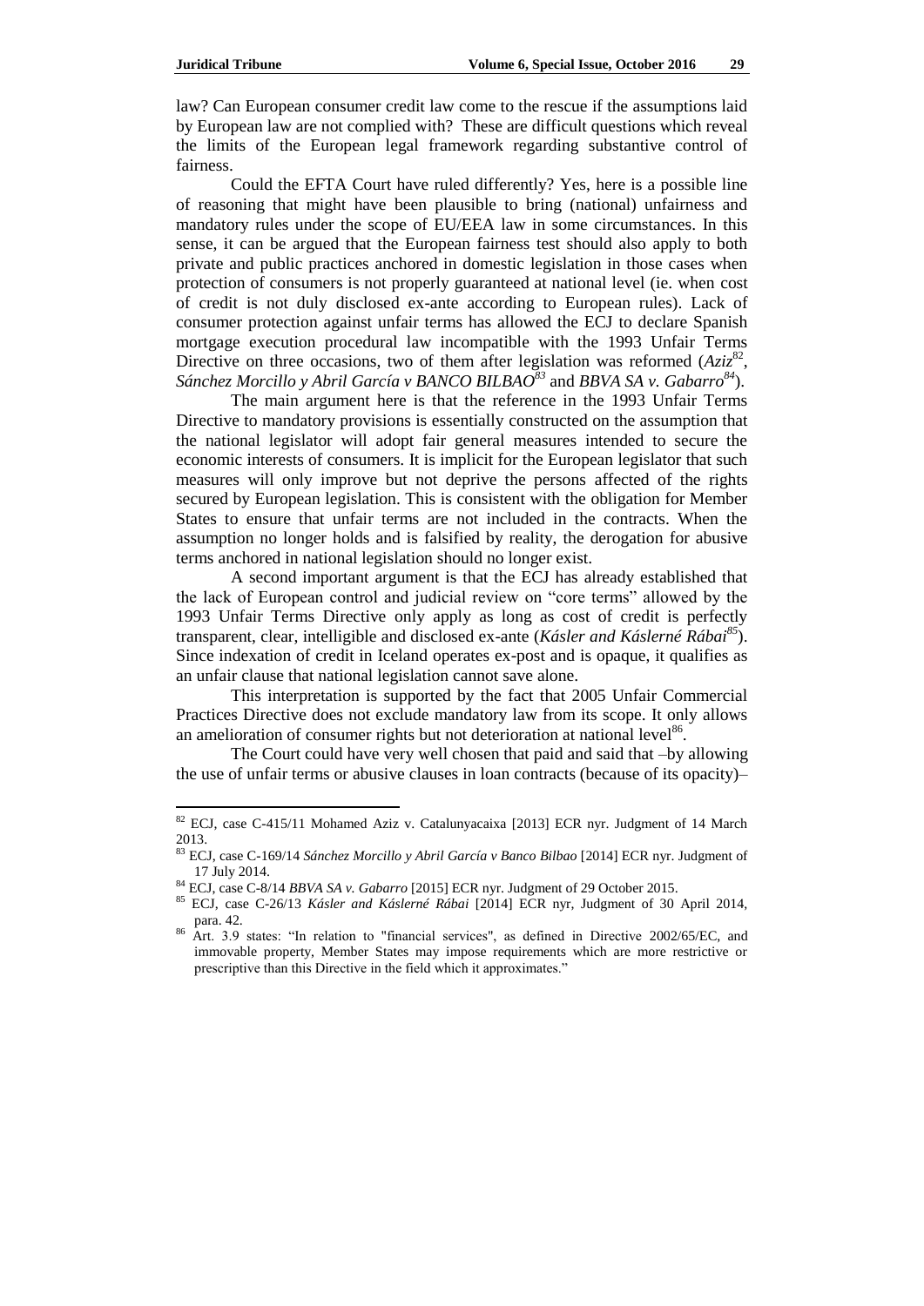law? Can European consumer credit law come to the rescue if the assumptions laid by European law are not complied with? These are difficult questions which reveal the limits of the European legal framework regarding substantive control of fairness.

Could the EFTA Court have ruled differently? Yes, here is a possible line of reasoning that might have been plausible to bring (national) unfairness and mandatory rules under the scope of EU/EEA law in some circumstances. In this sense, it can be argued that the European fairness test should also apply to both private and public practices anchored in domestic legislation in those cases when protection of consumers is not properly guaranteed at national level (ie. when cost of credit is not duly disclosed ex-ante according to European rules). Lack of consumer protection against unfair terms has allowed the ECJ to declare Spanish mortgage execution procedural law incompatible with the 1993 Unfair Terms Directive on three occasions, two of them after legislation was reformed (*Aziz*[82], *Sánchez Morcillo y Abril García v BANCO BILBAO*[83] and *BBVA SA v. Gabarro*[84]).

The main argument here is that the reference in the 1993 Unfair Terms Directive to mandatory provisions is essentially constructed on the assumption that the national legislator will adopt fair general measures intended to secure the economic interests of consumers. It is implicit for the European legislator that such measures will only improve but not deprive the persons affected of the rights secured by European legislation. This is consistent with the obligation for Member States to ensure that unfair terms are not included in the contracts. When the assumption no longer holds and is falsified by reality, the derogation for abusive terms anchored in national legislation should no longer exist.

A second important argument is that the ECJ has already established that the lack of European control and judicial review on "core terms" allowed by the 1993 Unfair Terms Directive only apply as long as cost of credit is perfectly transparent, clear, intelligible and disclosed ex-ante (*Kásler and Káslerné Rábai*[85]). Since indexation of credit in Iceland operates ex-post and is opaque, it qualifies as an unfair clause that national legislation cannot save alone.

This interpretation is supported by the fact that 2005 Unfair Commercial Practices Directive does not exclude mandatory law from its scope. It only allows an amelioration of consumer rights but not deterioration at national level[86].

The Court could have very well chosen that paid and said that –by allowing the use of unfair terms or abusive clauses in loan contracts (because of its opacity)–

---

[82] ECJ, case C-415/11 Mohamed Aziz v. Catalunyacaixa [2013] ECR nyr. Judgment of 14 March 2013.

[83] ECJ, case C-169/14 *Sánchez Morcillo y Abril García v Banco Bilbao* [2014] ECR nyr. Judgment of 17 July 2014.

[84] ECJ, case C-8/14 *BBVA SA v. Gabarro* [2015] ECR nyr. Judgment of 29 October 2015.

[85] ECJ, case C-26/13 *Kásler and Káslerné Rábai* [2014] ECR nyr, Judgment of 30 April 2014, para. 42.

[86] Art. 3.9 states: "In relation to "financial services", as defined in Directive 2002/65/EC, and immovable property, Member States may impose requirements which are more restrictive or prescriptive than this Directive in the field which it approximates."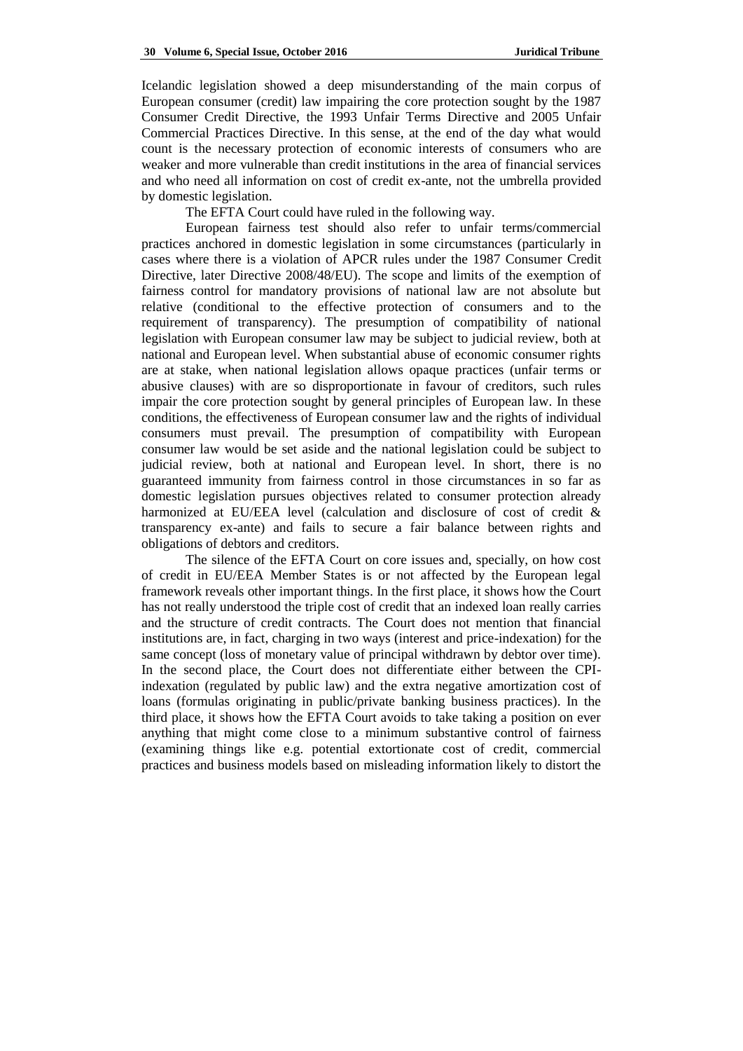Icelandic legislation showed a deep misunderstanding of the main corpus of European consumer (credit) law impairing the core protection sought by the 1987 Consumer Credit Directive, the 1993 Unfair Terms Directive and 2005 Unfair Commercial Practices Directive. In this sense, at the end of the day what would count is the necessary protection of economic interests of consumers who are weaker and more vulnerable than credit institutions in the area of financial services and who need all information on cost of credit ex-ante, not the umbrella provided by domestic legislation.

The EFTA Court could have ruled in the following way.

European fairness test should also refer to unfair terms/commercial practices anchored in domestic legislation in some circumstances (particularly in cases where there is a violation of APCR rules under the 1987 Consumer Credit Directive, later Directive 2008/48/EU). The scope and limits of the exemption of fairness control for mandatory provisions of national law are not absolute but relative (conditional to the effective protection of consumers and to the requirement of transparency). The presumption of compatibility of national legislation with European consumer law may be subject to judicial review, both at national and European level. When substantial abuse of economic consumer rights are at stake, when national legislation allows opaque practices (unfair terms or abusive clauses) with are so disproportionate in favour of creditors, such rules impair the core protection sought by general principles of European law. In these conditions, the effectiveness of European consumer law and the rights of individual consumers must prevail. The presumption of compatibility with European consumer law would be set aside and the national legislation could be subject to judicial review, both at national and European level. In short, there is no guaranteed immunity from fairness control in those circumstances in so far as domestic legislation pursues objectives related to consumer protection already harmonized at EU/EEA level (calculation and disclosure of cost of credit & transparency ex-ante) and fails to secure a fair balance between rights and obligations of debtors and creditors.

The silence of the EFTA Court on core issues and, specially, on how cost of credit in EU/EEA Member States is or not affected by the European legal framework reveals other important things. In the first place, it shows how the Court has not really understood the triple cost of credit that an indexed loan really carries and the structure of credit contracts. The Court does not mention that financial institutions are, in fact, charging in two ways (interest and price-indexation) for the same concept (loss of monetary value of principal withdrawn by debtor over time). In the second place, the Court does not differentiate either between the CPI-indexation (regulated by public law) and the extra negative amortization cost of loans (formulas originating in public/private banking business practices). In the third place, it shows how the EFTA Court avoids to take taking a position on ever anything that might come close to a minimum substantive control of fairness (examining things like e.g. potential extortionate cost of credit, commercial practices and business models based on misleading information likely to distort the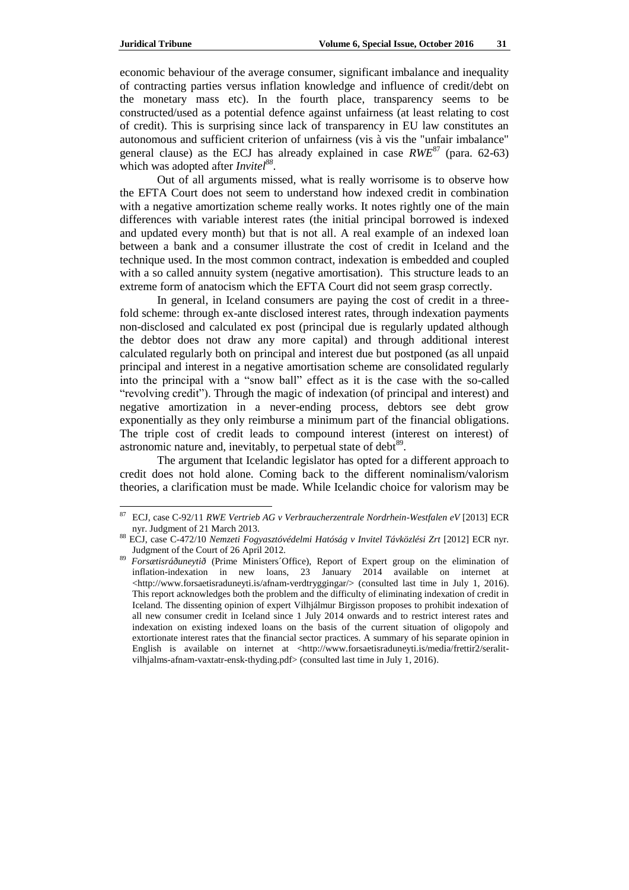economic behaviour of the average consumer, significant imbalance and inequality of contracting parties versus inflation knowledge and influence of credit/debt on the monetary mass etc). In the fourth place, transparency seems to be constructed/used as a potential defence against unfairness (at least relating to cost of credit). This is surprising since lack of transparency in EU law constitutes an autonomous and sufficient criterion of unfairness (vis à vis the "unfair imbalance" general clause) as the ECJ has already explained in case *RWE*[87] (para. 62-63) which was adopted after *Invitel*[88].

Out of all arguments missed, what is really worrisome is to observe how the EFTA Court does not seem to understand how indexed credit in combination with a negative amortization scheme really works. It notes rightly one of the main differences with variable interest rates (the initial principal borrowed is indexed and updated every month) but that is not all. A real example of an indexed loan between a bank and a consumer illustrate the cost of credit in Iceland and the technique used. In the most common contract, indexation is embedded and coupled with a so called annuity system (negative amortisation). This structure leads to an extreme form of anatocism which the EFTA Court did not seem grasp correctly.

In general, in Iceland consumers are paying the cost of credit in a three-fold scheme: through ex-ante disclosed interest rates, through indexation payments non-disclosed and calculated ex post (principal due is regularly updated although the debtor does not draw any more capital) and through additional interest calculated regularly both on principal and interest due but postponed (as all unpaid principal and interest in a negative amortisation scheme are consolidated regularly into the principal with a "snow ball" effect as it is the case with the so-called "revolving credit"). Through the magic of indexation (of principal and interest) and negative amortization in a never-ending process, debtors see debt grow exponentially as they only reimburse a minimum part of the financial obligations. The triple cost of credit leads to compound interest (interest on interest) of astronomic nature and, inevitably, to perpetual state of debt[89].

The argument that Icelandic legislator has opted for a different approach to credit does not hold alone. Coming back to the different nominalism/valorism theories, a clarification must be made. While Icelandic choice for valorism may be

---

[87] ECJ, case C-92/11 *RWE Vertrieb AG v Verbraucherzentrale Nordrhein-Westfalen eV* [2013] ECR nyr. Judgment of 21 March 2013.

[88] ECJ, case C-472/10 *Nemzeti Fogyasztóvédelmi Hatóság v Invitel Távközlési Zrt* [2012] ECR nyr. Judgment of the Court of 26 April 2012.

[89] *Forsætisráðuneytið* (Prime Ministers´Office), Report of Expert group on the elimination of inflation-indexation in new loans, 23 January 2014 available on internet at <http://www.forsaetisraduneyti.is/afnam-verdtryggingar/> (consulted last time in July 1, 2016). This report acknowledges both the problem and the difficulty of eliminating indexation of credit in Iceland. The dissenting opinion of expert Vilhjálmur Birgisson proposes to prohibit indexation of all new consumer credit in Iceland since 1 July 2014 onwards and to restrict interest rates and indexation on existing indexed loans on the basis of the current situation of oligopoly and extortionate interest rates that the financial sector practices. A summary of his separate opinion in English is available on internet at <http://www.forsaetisraduneyti.is/media/frettir2/seralit-vilhjalms-afnam-vaxtatr-ensk-thyding.pdf> (consulted last time in July 1, 2016).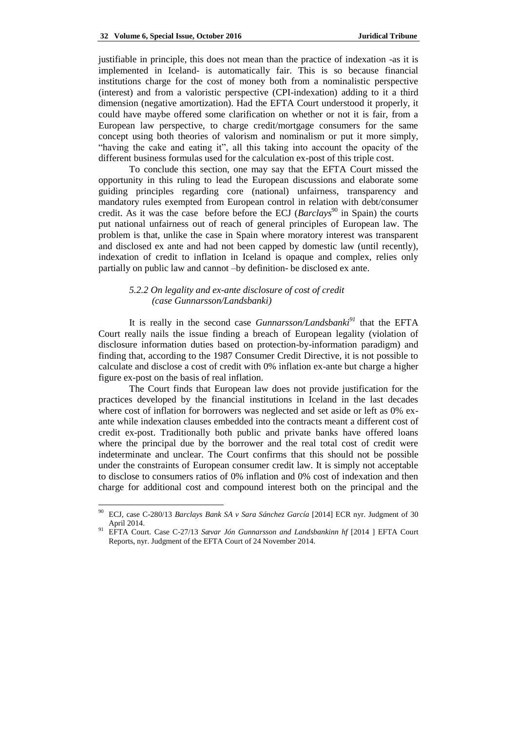justifiable in principle, this does not mean than the practice of indexation -as it is implemented in Iceland- is automatically fair. This is so because financial institutions charge for the cost of money both from a nominalistic perspective (interest) and from a valoristic perspective (CPI-indexation) adding to it a third dimension (negative amortization). Had the EFTA Court understood it properly, it could have maybe offered some clarification on whether or not it is fair, from a European law perspective, to charge credit/mortgage consumers for the same concept using both theories of valorism and nominalism or put it more simply, "having the cake and eating it", all this taking into account the opacity of the different business formulas used for the calculation ex-post of this triple cost.

To conclude this section, one may say that the EFTA Court missed the opportunity in this ruling to lead the European discussions and elaborate some guiding principles regarding core (national) unfairness, transparency and mandatory rules exempted from European control in relation with debt/consumer credit. As it was the case before before the ECJ (*Barclays*[90] in Spain) the courts put national unfairness out of reach of general principles of European law. The problem is that, unlike the case in Spain where moratory interest was transparent and disclosed ex ante and had not been capped by domestic law (until recently), indexation of credit to inflation in Iceland is opaque and complex, relies only partially on public law and cannot –by definition- be disclosed ex ante.

#### *5.2.2 On legality and ex-ante disclosure of cost of credit (case Gunnarsson/Landsbanki)*

It is really in the second case *Gunnarsson/Landsbanki*[91] that the EFTA Court really nails the issue finding a breach of European legality (violation of disclosure information duties based on protection-by-information paradigm) and finding that, according to the 1987 Consumer Credit Directive, it is not possible to calculate and disclose a cost of credit with 0% inflation ex-ante but charge a higher figure ex-post on the basis of real inflation.

The Court finds that European law does not provide justification for the practices developed by the financial institutions in Iceland in the last decades where cost of inflation for borrowers was neglected and set aside or left as 0% ex-ante while indexation clauses embedded into the contracts meant a different cost of credit ex-post. Traditionally both public and private banks have offered loans where the principal due by the borrower and the real total cost of credit were indeterminate and unclear. The Court confirms that this should not be possible under the constraints of European consumer credit law. It is simply not acceptable to disclose to consumers ratios of 0% inflation and 0% cost of indexation and then charge for additional cost and compound interest both on the principal and the

---

[90] ECJ, case C-280/13 *Barclays Bank SA v Sara Sánchez García* [2014] ECR nyr. Judgment of 30 April 2014.

[91] EFTA Court. Case C-27/13 *Sævar Jón Gunnarsson and Landsbankinn hf* [2014 ] EFTA Court Reports, nyr. Judgment of the EFTA Court of 24 November 2014.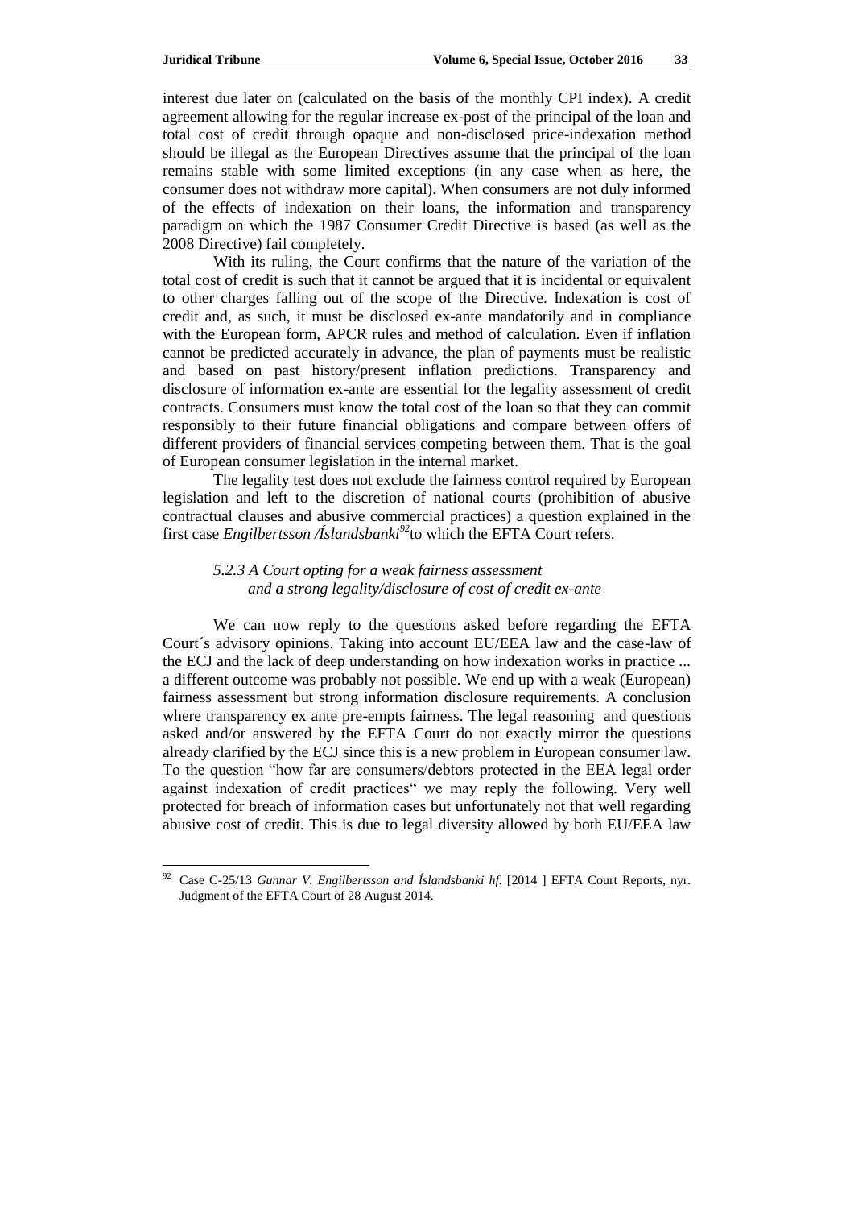interest due later on (calculated on the basis of the monthly CPI index). A credit agreement allowing for the regular increase ex-post of the principal of the loan and total cost of credit through opaque and non-disclosed price-indexation method should be illegal as the European Directives assume that the principal of the loan remains stable with some limited exceptions (in any case when as here, the consumer does not withdraw more capital). When consumers are not duly informed of the effects of indexation on their loans, the information and transparency paradigm on which the 1987 Consumer Credit Directive is based (as well as the 2008 Directive) fail completely.

With its ruling, the Court confirms that the nature of the variation of the total cost of credit is such that it cannot be argued that it is incidental or equivalent to other charges falling out of the scope of the Directive. Indexation is cost of credit and, as such, it must be disclosed ex-ante mandatorily and in compliance with the European form, APCR rules and method of calculation. Even if inflation cannot be predicted accurately in advance, the plan of payments must be realistic and based on past history/present inflation predictions. Transparency and disclosure of information ex-ante are essential for the legality assessment of credit contracts. Consumers must know the total cost of the loan so that they can commit responsibly to their future financial obligations and compare between offers of different providers of financial services competing between them. That is the goal of European consumer legislation in the internal market.

The legality test does not exclude the fairness control required by European legislation and left to the discretion of national courts (prohibition of abusive contractual clauses and abusive commercial practices) a question explained in the first case *Engilbertsson /Íslandsbanki*[92]to which the EFTA Court refers.

### *5.2.3 A Court opting for a weak fairness assessment and a strong legality/disclosure of cost of credit ex-ante*

We can now reply to the questions asked before regarding the EFTA Court´s advisory opinions. Taking into account EU/EEA law and the case-law of the ECJ and the lack of deep understanding on how indexation works in practice ... a different outcome was probably not possible. We end up with a weak (European) fairness assessment but strong information disclosure requirements. A conclusion where transparency ex ante pre-empts fairness. The legal reasoning and questions asked and/or answered by the EFTA Court do not exactly mirror the questions already clarified by the ECJ since this is a new problem in European consumer law. To the question "how far are consumers/debtors protected in the EEA legal order against indexation of credit practices" we may reply the following. Very well protected for breach of information cases but unfortunately not that well regarding abusive cost of credit. This is due to legal diversity allowed by both EU/EEA law

---

[92] Case C-25/13 *Gunnar V. Engilbertsson and Íslandsbanki hf.* [2014 ] EFTA Court Reports, nyr. Judgment of the EFTA Court of 28 August 2014.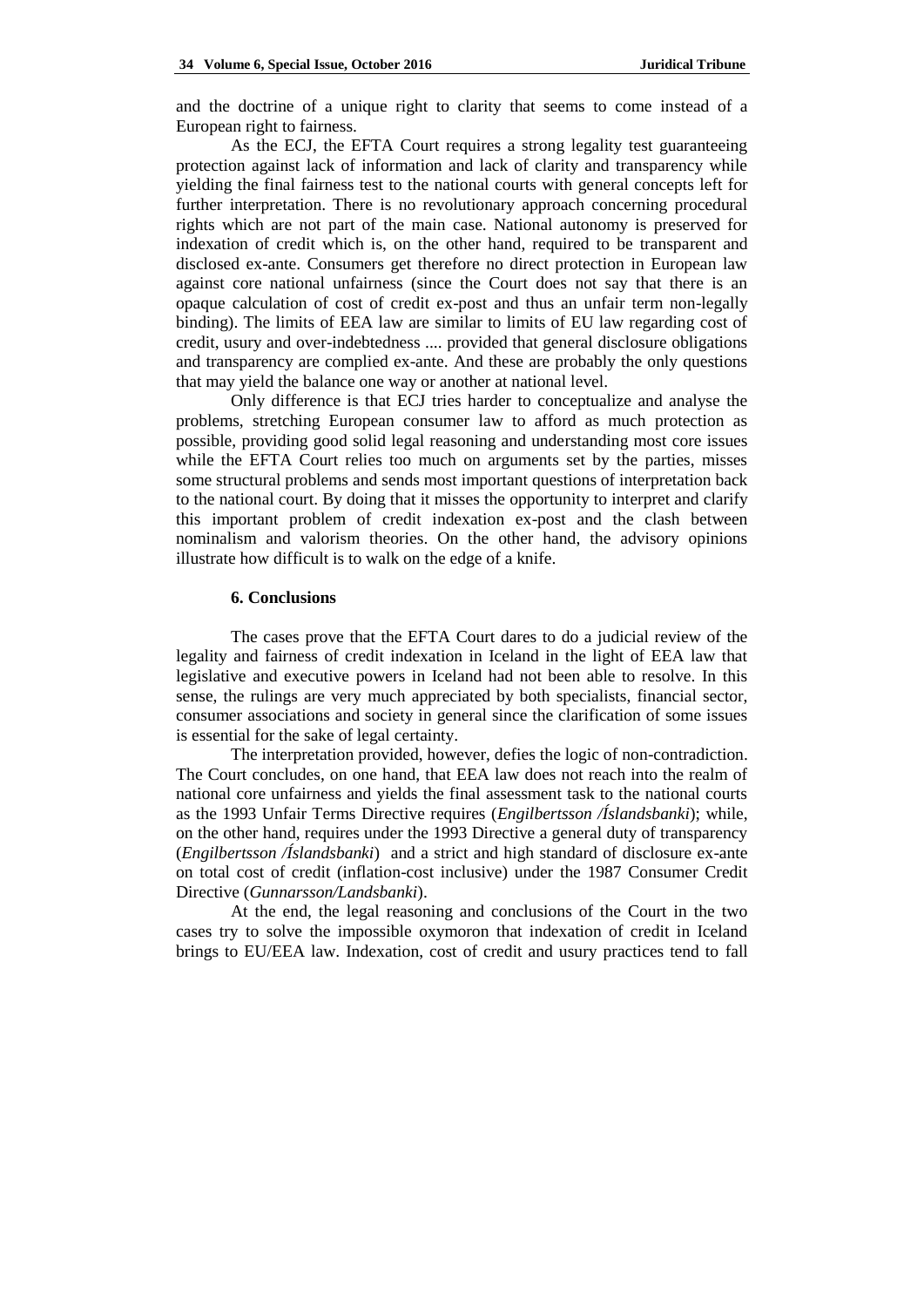and the doctrine of a unique right to clarity that seems to come instead of a European right to fairness.

As the ECJ, the EFTA Court requires a strong legality test guaranteeing protection against lack of information and lack of clarity and transparency while yielding the final fairness test to the national courts with general concepts left for further interpretation. There is no revolutionary approach concerning procedural rights which are not part of the main case. National autonomy is preserved for indexation of credit which is, on the other hand, required to be transparent and disclosed ex-ante. Consumers get therefore no direct protection in European law against core national unfairness (since the Court does not say that there is an opaque calculation of cost of credit ex-post and thus an unfair term non-legally binding). The limits of EEA law are similar to limits of EU law regarding cost of credit, usury and over-indebtedness .... provided that general disclosure obligations and transparency are complied ex-ante. And these are probably the only questions that may yield the balance one way or another at national level.

Only difference is that ECJ tries harder to conceptualize and analyse the problems, stretching European consumer law to afford as much protection as possible, providing good solid legal reasoning and understanding most core issues while the EFTA Court relies too much on arguments set by the parties, misses some structural problems and sends most important questions of interpretation back to the national court. By doing that it misses the opportunity to interpret and clarify this important problem of credit indexation ex-post and the clash between nominalism and valorism theories. On the other hand, the advisory opinions illustrate how difficult is to walk on the edge of a knife.

## 6. Conclusions

The cases prove that the EFTA Court dares to do a judicial review of the legality and fairness of credit indexation in Iceland in the light of EEA law that legislative and executive powers in Iceland had not been able to resolve. In this sense, the rulings are very much appreciated by both specialists, financial sector, consumer associations and society in general since the clarification of some issues is essential for the sake of legal certainty.

The interpretation provided, however, defies the logic of non-contradiction. The Court concludes, on one hand, that EEA law does not reach into the realm of national core unfairness and yields the final assessment task to the national courts as the 1993 Unfair Terms Directive requires (*Engilbertsson /Íslandsbanki*); while, on the other hand, requires under the 1993 Directive a general duty of transparency (*Engilbertsson /Íslandsbanki*) and a strict and high standard of disclosure ex-ante on total cost of credit (inflation-cost inclusive) under the 1987 Consumer Credit Directive (*Gunnarsson/Landsbanki*).

At the end, the legal reasoning and conclusions of the Court in the two cases try to solve the impossible oxymoron that indexation of credit in Iceland brings to EU/EEA law. Indexation, cost of credit and usury practices tend to fall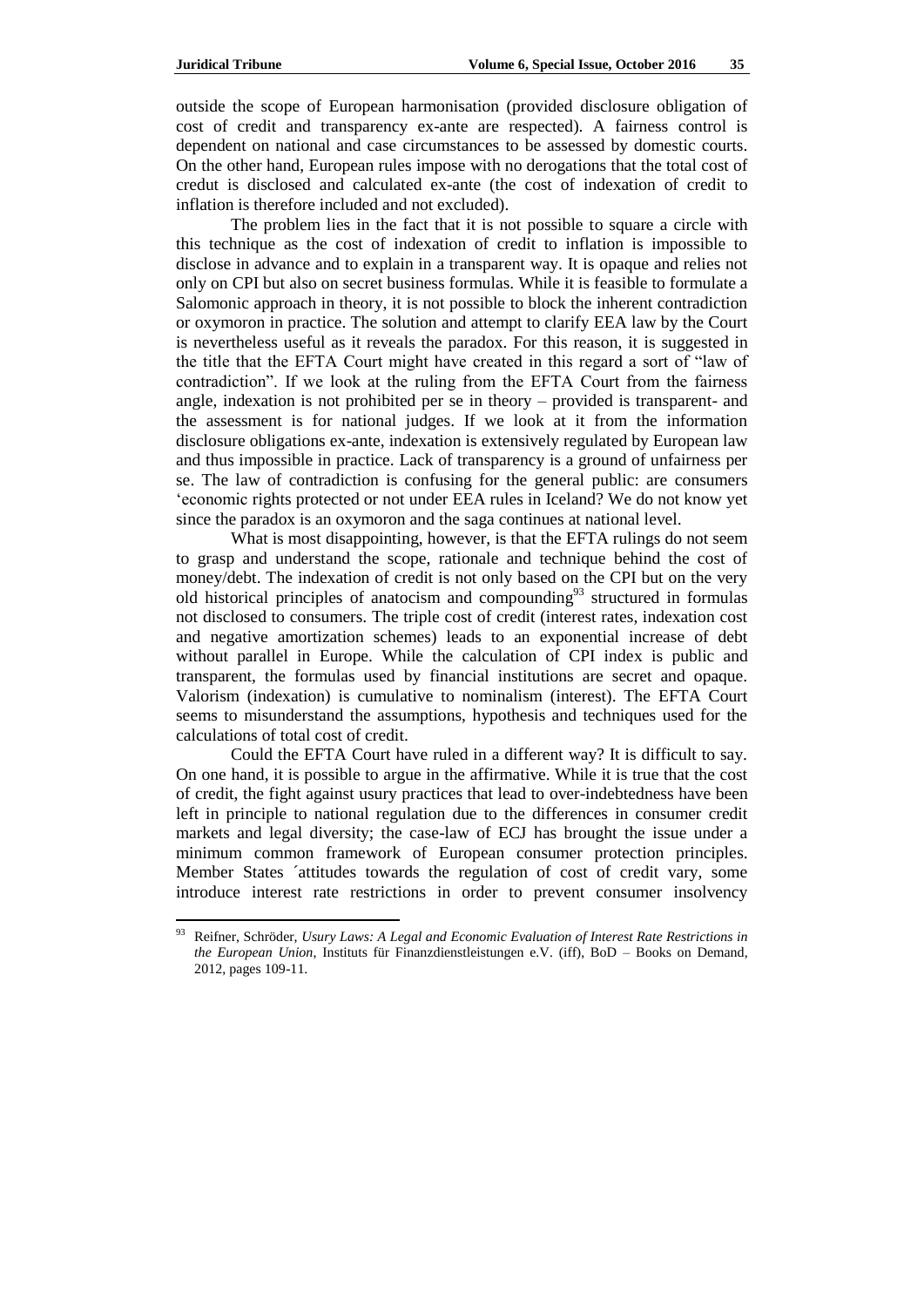outside the scope of European harmonisation (provided disclosure obligation of cost of credit and transparency ex-ante are respected). A fairness control is dependent on national and case circumstances to be assessed by domestic courts. On the other hand, European rules impose with no derogations that the total cost of credut is disclosed and calculated ex-ante (the cost of indexation of credit to inflation is therefore included and not excluded).

The problem lies in the fact that it is not possible to square a circle with this technique as the cost of indexation of credit to inflation is impossible to disclose in advance and to explain in a transparent way. It is opaque and relies not only on CPI but also on secret business formulas. While it is feasible to formulate a Salomonic approach in theory, it is not possible to block the inherent contradiction or oxymoron in practice. The solution and attempt to clarify EEA law by the Court is nevertheless useful as it reveals the paradox. For this reason, it is suggested in the title that the EFTA Court might have created in this regard a sort of "law of contradiction". If we look at the ruling from the EFTA Court from the fairness angle, indexation is not prohibited per se in theory – provided is transparent- and the assessment is for national judges. If we look at it from the information disclosure obligations ex-ante, indexation is extensively regulated by European law and thus impossible in practice. Lack of transparency is a ground of unfairness per se. The law of contradiction is confusing for the general public: are consumers 'economic rights protected or not under EEA rules in Iceland? We do not know yet since the paradox is an oxymoron and the saga continues at national level.

What is most disappointing, however, is that the EFTA rulings do not seem to grasp and understand the scope, rationale and technique behind the cost of money/debt. The indexation of credit is not only based on the CPI but on the very old historical principles of anatocism and compounding[93] structured in formulas not disclosed to consumers. The triple cost of credit (interest rates, indexation cost and negative amortization schemes) leads to an exponential increase of debt without parallel in Europe. While the calculation of CPI index is public and transparent, the formulas used by financial institutions are secret and opaque. Valorism (indexation) is cumulative to nominalism (interest). The EFTA Court seems to misunderstand the assumptions, hypothesis and techniques used for the calculations of total cost of credit.

Could the EFTA Court have ruled in a different way? It is difficult to say. On one hand, it is possible to argue in the affirmative. While it is true that the cost of credit, the fight against usury practices that lead to over-indebtedness have been left in principle to national regulation due to the differences in consumer credit markets and legal diversity; the case-law of ECJ has brought the issue under a minimum common framework of European consumer protection principles. Member States ´attitudes towards the regulation of cost of credit vary, some introduce interest rate restrictions in order to prevent consumer insolvency

---

[93] Reifner, Schröder, *Usury Laws: A Legal and Economic Evaluation of Interest Rate Restrictions in the European Union*, Instituts für Finanzdienstleistungen e.V. (iff), BoD – Books on Demand, 2012, pages 109-11.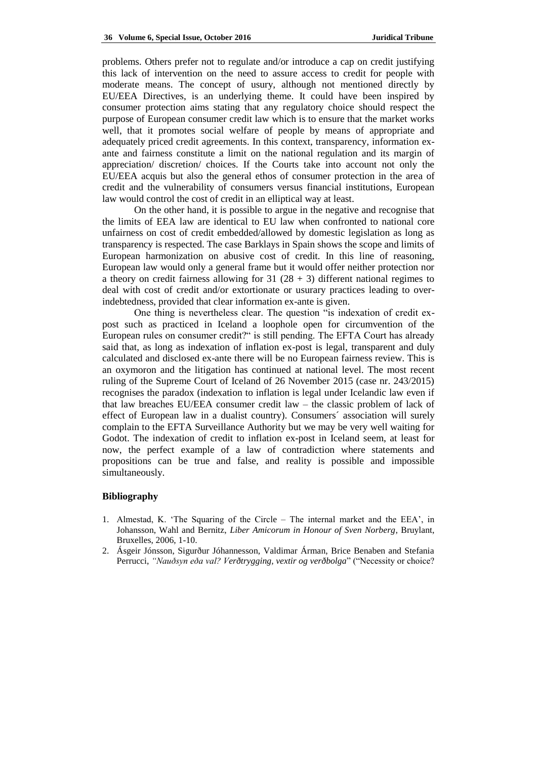problems. Others prefer not to regulate and/or introduce a cap on credit justifying this lack of intervention on the need to assure access to credit for people with moderate means. The concept of usury, although not mentioned directly by EU/EEA Directives, is an underlying theme. It could have been inspired by consumer protection aims stating that any regulatory choice should respect the purpose of European consumer credit law which is to ensure that the market works well, that it promotes social welfare of people by means of appropriate and adequately priced credit agreements. In this context, transparency, information ex-ante and fairness constitute a limit on the national regulation and its margin of appreciation/ discretion/ choices. If the Courts take into account not only the EU/EEA acquis but also the general ethos of consumer protection in the area of credit and the vulnerability of consumers versus financial institutions, European law would control the cost of credit in an elliptical way at least.

On the other hand, it is possible to argue in the negative and recognise that the limits of EEA law are identical to EU law when confronted to national core unfairness on cost of credit embedded/allowed by domestic legislation as long as transparency is respected. The case Barklays in Spain shows the scope and limits of European harmonization on abusive cost of credit. In this line of reasoning, European law would only a general frame but it would offer neither protection nor a theory on credit fairness allowing for 31 (28 + 3) different national regimes to deal with cost of credit and/or extortionate or usurary practices leading to over-indebtedness, provided that clear information ex-ante is given.

One thing is nevertheless clear. The question "is indexation of credit ex-post such as practiced in Iceland a loophole open for circumvention of the European rules on consumer credit?" is still pending. The EFTA Court has already said that, as long as indexation of inflation ex-post is legal, transparent and duly calculated and disclosed ex-ante there will be no European fairness review. This is an oxymoron and the litigation has continued at national level. The most recent ruling of the Supreme Court of Iceland of 26 November 2015 (case nr. 243/2015) recognises the paradox (indexation to inflation is legal under Icelandic law even if that law breaches EU/EEA consumer credit law – the classic problem of lack of effect of European law in a dualist country). Consumers´ association will surely complain to the EFTA Surveillance Authority but we may be very well waiting for Godot. The indexation of credit to inflation ex-post in Iceland seem, at least for now, the perfect example of a law of contradiction where statements and propositions can be true and false, and reality is possible and impossible simultaneously.

### Bibliography

1. Almestad, K. 'The Squaring of the Circle – The internal market and the EEA', in Johansson, Wahl and Bernitz, *Liber Amicorum in Honour of Sven Norberg*, Bruylant, Bruxelles, 2006, 1-10.
2. Ásgeir Jónsson, Sigurður Jóhannesson, Valdimar Árman, Brice Benaben and Stefania Perrucci, *"Nauðsyn eða val? Verðtrygging, vextir og verðbolga*" ("Necessity or choice?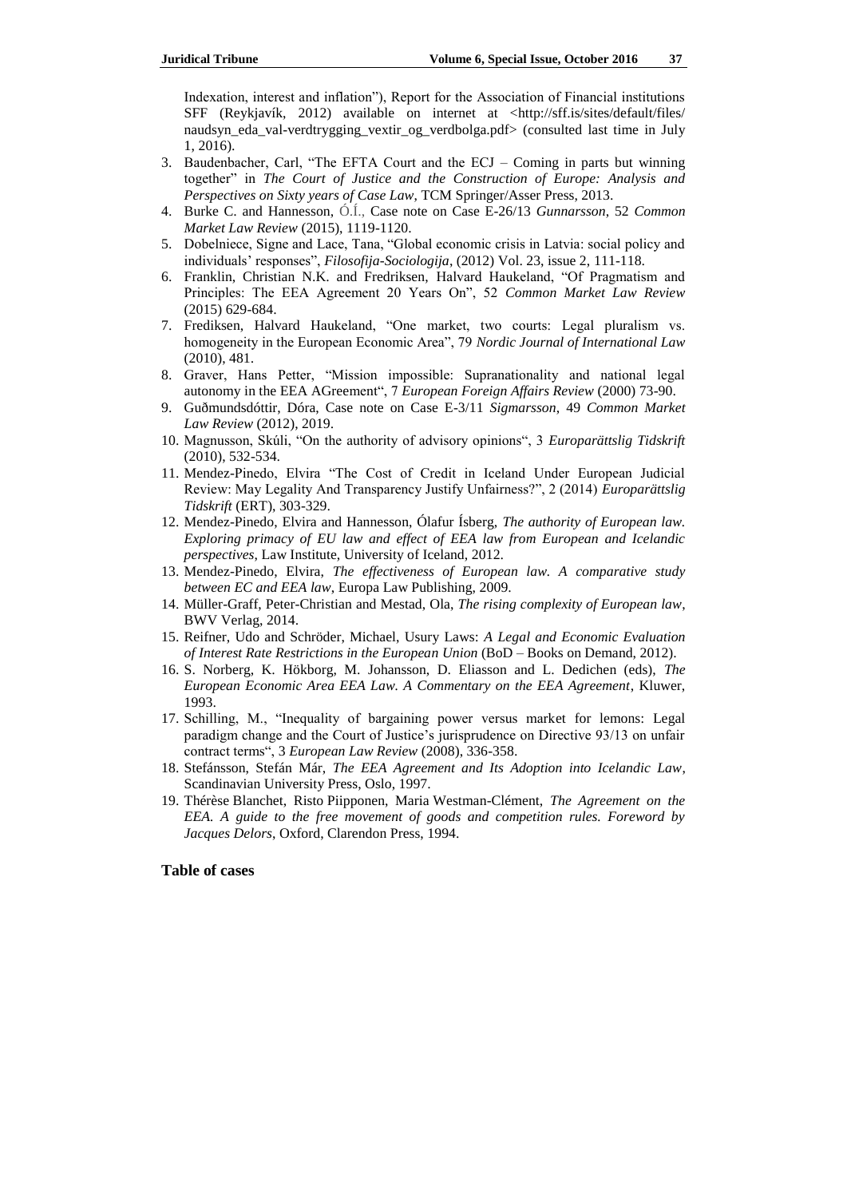Indexation, interest and inflation"), Report for the Association of Financial institutions SFF (Reykjavík, 2012) available on internet at <http://sff.is/sites/default/files/naudsyn_eda_val-verdtrygging_vextir_og_verdbolga.pdf> (consulted last time in July 1, 2016).

3. Baudenbacher, Carl, "The EFTA Court and the ECJ – Coming in parts but winning together" in *The Court of Justice and the Construction of Europe: Analysis and Perspectives on Sixty years of Case Law*, TCM Springer/Asser Press, 2013.
4. Burke C. and Hannesson, Ó.Í., Case note on Case E-26/13 *Gunnarsson*, 52 *Common Market Law Review* (2015), 1119-1120.
5. Dobelniece, Signe and Lace, Tana, "Global economic crisis in Latvia: social policy and individuals' responses", *Filosofija-Sociologija*, (2012) Vol. 23, issue 2, 111-118.
6. Franklin, Christian N.K. and Fredriksen, Halvard Haukeland, "Of Pragmatism and Principles: The EEA Agreement 20 Years On", 52 *Common Market Law Review* (2015) 629-684.
7. Frediksen, Halvard Haukeland, "One market, two courts: Legal pluralism vs. homogeneity in the European Economic Area", 79 *Nordic Journal of International Law* (2010), 481.
8. Graver, Hans Petter, "Mission impossible: Supranationality and national legal autonomy in the EEA AGreement", 7 *European Foreign Affairs Review* (2000) 73-90.
9. Guðmundsdóttir, Dóra, Case note on Case E-3/11 *Sigmarsson*, 49 *Common Market Law Review* (2012), 2019.
10. Magnusson, Skúli, "On the authority of advisory opinions", 3 *Europarättslig Tidskrift* (2010), 532-534.
11. Mendez-Pinedo, Elvira "The Cost of Credit in Iceland Under European Judicial Review: May Legality And Transparency Justify Unfairness?", 2 (2014) *Europarättslig Tidskrift* (ERT), 303-329.
12. Mendez-Pinedo, Elvira and Hannesson, Ólafur Ísberg, *The authority of European law. Exploring primacy of EU law and effect of EEA law from European and Icelandic perspectives*, Law Institute, University of Iceland, 2012.
13. Mendez-Pinedo, Elvira, *The effectiveness of European law. A comparative study between EC and EEA law*, Europa Law Publishing, 2009.
14. Müller-Graff, Peter-Christian and Mestad, Ola, *The rising complexity of European law*, BWV Verlag, 2014.
15. Reifner, Udo and Schröder, Michael, Usury Laws: *A Legal and Economic Evaluation of Interest Rate Restrictions in the European Union* (BoD – Books on Demand, 2012).
16. S. Norberg, K. Hökborg, M. Johansson, D. Eliasson and L. Dedichen (eds), *The European Economic Area EEA Law. A Commentary on the EEA Agreement*, Kluwer, 1993.
17. Schilling, M., "Inequality of bargaining power versus market for lemons: Legal paradigm change and the Court of Justice's jurisprudence on Directive 93/13 on unfair contract terms", 3 *European Law Review* (2008), 336-358.
18. Stefánsson, Stefán Már, *The EEA Agreement and Its Adoption into Icelandic Law*, Scandinavian University Press, Oslo, 1997.
19. Thérèse Blanchet, Risto Piipponen, Maria Westman-Clément, *The Agreement on the EEA. A guide to the free movement of goods and competition rules. Foreword by Jacques Delors*, Oxford, Clarendon Press, 1994.

**Table of cases**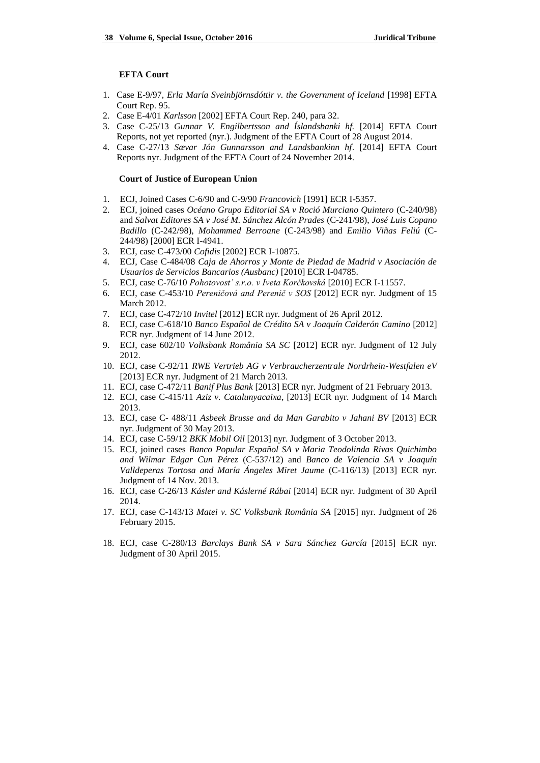### EFTA Court

1. Case E-9/97, *Erla María Sveinbjörnsdóttir v. the Government of Iceland* [1998] EFTA Court Rep. 95.
2. Case E-4/01 *Karlsson* [2002] EFTA Court Rep. 240, para 32.
3. Case C-25/13 *Gunnar V. Engilbertsson and Íslandsbanki hf.* [2014] EFTA Court Reports, not yet reported (nyr.). Judgment of the EFTA Court of 28 August 2014.
4. Case C-27/13 *Sævar Jón Gunnarsson and Landsbankinn hf*. [2014] EFTA Court Reports nyr. Judgment of the EFTA Court of 24 November 2014.

### Court of Justice of European Union

1. ECJ, Joined Cases C-6/90 and C-9/90 *Francovich* [1991] ECR I-5357.
2. ECJ, joined cases *Océano Grupo Editorial SA v Roció Murciano Quintero* (C-240/98) and *Salvat Editores SA v José M. Sánchez Alcón Prades* (C-241/98), *José Luis Copano Badillo* (C-242/98), *Mohammed Berroane* (C-243/98) and *Emilio Viñas Feliú* (C-244/98) [2000] ECR I-4941.
3. ECJ, case C-473/00 *Cofidis* [2002] ECR I-10875.
4. ECJ, Case C-484/08 *Caja de Ahorros y Monte de Piedad de Madrid v Asociación de Usuarios de Servicios Bancarios (Ausbanc)* [2010] ECR I-04785.
5. ECJ, case C-76/10 *Pohotovosť s.r.o. v Iveta Korčkovská* [2010] ECR I-11557.
6. ECJ, case C-453/10 *Pereničová and Perenič v SOS* [2012] ECR nyr. Judgment of 15 March 2012.
7. ECJ, case C-472/10 *Invitel* [2012] ECR nyr. Judgment of 26 April 2012.
8. ECJ, case C-618/10 *Banco Español de Crédito SA v Joaquín Calderón Camino* [2012] ECR nyr. Judgment of 14 June 2012.
9. ECJ, case 602/10 *Volksbank România SA SC* [2012] ECR nyr. Judgment of 12 July 2012.
10. ECJ, case C-92/11 *RWE Vertrieb AG v Verbraucherzentrale Nordrhein-Westfalen eV* [2013] ECR nyr. Judgment of 21 March 2013.
11. ECJ, case C-472/11 *Banif Plus Bank* [2013] ECR nyr. Judgment of 21 February 2013.
12. ECJ, case C-415/11 *Aziz v. Catalunyacaixa*, [2013] ECR nyr. Judgment of 14 March 2013.
13. ECJ, case C- 488/11 *Asbeek Brusse and da Man Garabito v Jahani BV* [2013] ECR nyr. Judgment of 30 May 2013.
14. ECJ, case C-59/12 *BKK Mobil Oil* [2013] nyr. Judgment of 3 October 2013.
15. ECJ, joined cases *Banco Popular Español SA v Maria Teodolinda Rivas Quichimbo and Wilmar Edgar Cun Pérez* (C-537/12) and *Banco de Valencia SA v Joaquín Valldeperas Tortosa and María Ángeles Miret Jaume* (C-116/13) [2013] ECR nyr. Judgment of 14 Nov. 2013.
16. ECJ, case C-26/13 *Kásler and Káslerné Rábai* [2014] ECR nyr. Judgment of 30 April 2014.
17. ECJ, case C-143/13 *Matei v. SC Volksbank România SA* [2015] nyr. Judgment of 26 February 2015.
18. ECJ, case C-280/13 *Barclays Bank SA v Sara Sánchez García* [2015] ECR nyr. Judgment of 30 April 2015.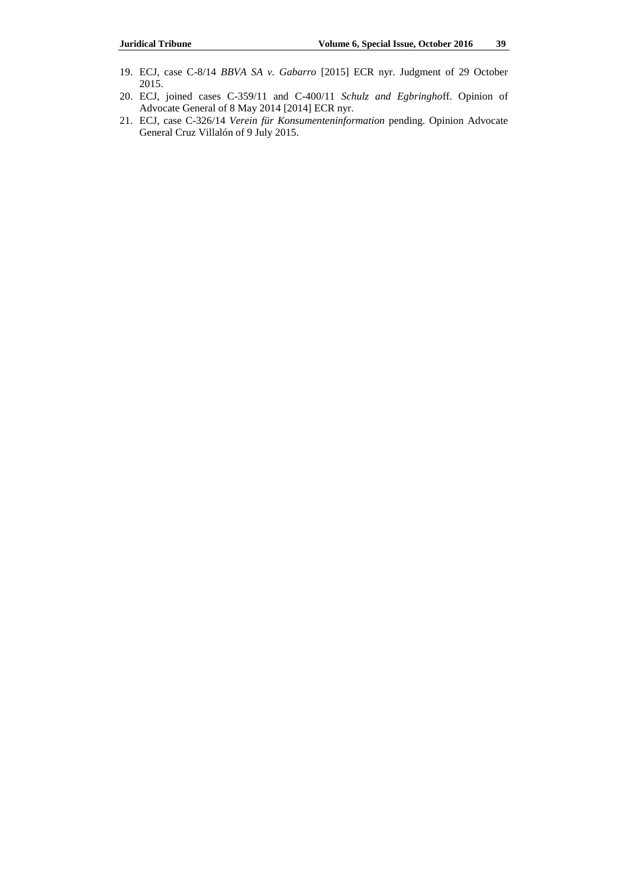19. ECJ, case C-8/14 *BBVA SA v. Gabarro* [2015] ECR nyr. Judgment of 29 October 2015.
20. ECJ, joined cases C-359/11 and C-400/11 *Schulz and Egbringho*ff. Opinion of Advocate General of 8 May 2014 [2014] ECR nyr.
21. ECJ, case C-326/14 *Verein für Konsumenteninformation* pending. Opinion Advocate General Cruz Villalón of 9 July 2015.